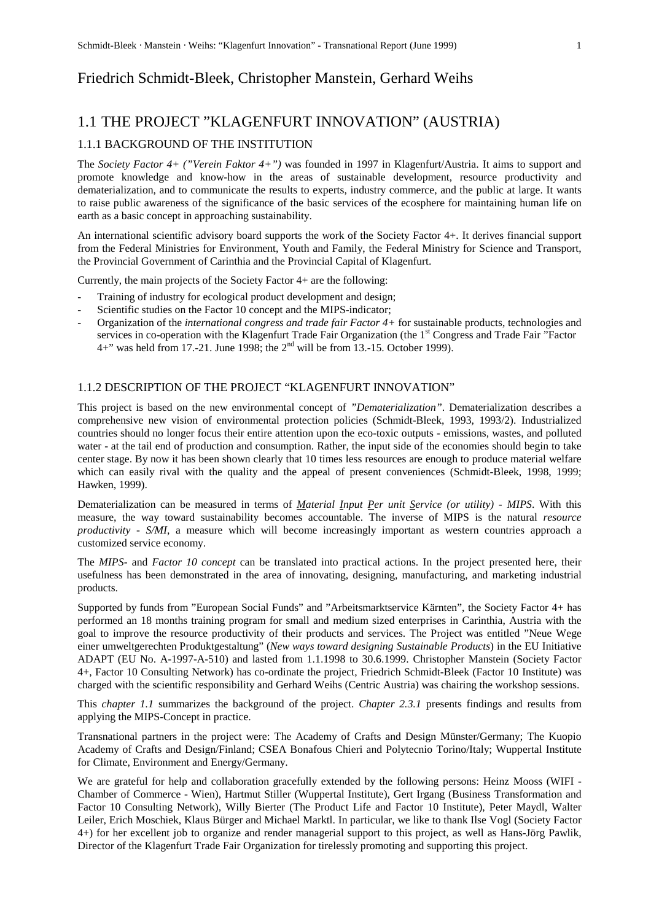Friedrich Schmidt-Bleek, Christopher Manstein, Gerhard Weihs

# 1.1 THE PROJECT "KLAGENFURT INNOVATION" (AUSTRIA)

## 1.1.1 BACKGROUND OF THE INSTITUTION

The *Society Factor 4+ ("Verein Faktor 4+")* was founded in 1997 in Klagenfurt/Austria. It aims to support and promote knowledge and know-how in the areas of sustainable development, resource productivity and dematerialization, and to communicate the results to experts, industry commerce, and the public at large. It wants to raise public awareness of the significance of the basic services of the ecosphere for maintaining human life on earth as a basic concept in approaching sustainability.

An international scientific advisory board supports the work of the Society Factor 4+. It derives financial support from the Federal Ministries for Environment, Youth and Family, the Federal Ministry for Science and Transport, the Provincial Government of Carinthia and the Provincial Capital of Klagenfurt.

Currently, the main projects of the Society Factor 4+ are the following:

- Training of industry for ecological product development and design;
- Scientific studies on the Factor 10 concept and the MIPS-indicator;
- Organization of the *international congress and trade fair Factor 4+* for sustainable products, technologies and services in co-operation with the Klagenfurt Trade Fair Organization (the 1st Congress and Trade Fair "Factor 4+" was held from 17.-21. June 1998; the 2nd will be from 13.-15. October 1999).

## 1.1.2 DESCRIPTION OF THE PROJECT "KLAGENFURT INNOVATION"

This project is based on the new environmental concept of *"Dematerialization"*. Dematerialization describes a comprehensive new vision of environmental protection policies (Schmidt-Bleek, 1993, 1993/2). Industrialized countries should no longer focus their entire attention upon the eco-toxic outputs - emissions, wastes, and polluted water - at the tail end of production and consumption. Rather, the input side of the economies should begin to take center stage. By now it has been shown clearly that 10 times less resources are enough to produce material welfare which can easily rival with the quality and the appeal of present conveniences (Schmidt-Bleek, 1998, 1999; Hawken, 1999).

Dematerialization can be measured in terms of *Material Input Per unit Service (or utility) - MIPS*. With this measure, the way toward sustainability becomes accountable. The inverse of MIPS is the natural *resource productivity - S/MI*, a measure which will become increasingly important as western countries approach a customized service economy.

The *MIPS-* and *Factor 10 concept* can be translated into practical actions. In the project presented here, their usefulness has been demonstrated in the area of innovating, designing, manufacturing, and marketing industrial products.

Supported by funds from "European Social Funds" and "Arbeitsmarktservice Kärnten", the Society Factor 4+ has performed an 18 months training program for small and medium sized enterprises in Carinthia, Austria with the goal to improve the resource productivity of their products and services. The Project was entitled "Neue Wege einer umweltgerechten Produktgestaltung" (*New ways toward designing Sustainable Products*) in the EU Initiative ADAPT (EU No. A-1997-A-510) and lasted from 1.1.1998 to 30.6.1999. Christopher Manstein (Society Factor 4+, Factor 10 Consulting Network) has co-ordinate the project, Friedrich Schmidt-Bleek (Factor 10 Institute) was charged with the scientific responsibility and Gerhard Weihs (Centric Austria) was chairing the workshop sessions.

This *chapter 1.1* summarizes the background of the project. *Chapter 2.3.1* presents findings and results from applying the MIPS-Concept in practice.

Transnational partners in the project were: The Academy of Crafts and Design Münster/Germany; The Kuopio Academy of Crafts and Design/Finland; CSEA Bonafous Chieri and Polytecnio Torino/Italy; Wuppertal Institute for Climate, Environment and Energy/Germany.

We are grateful for help and collaboration gracefully extended by the following persons: Heinz Mooss (WIFI - Chamber of Commerce - Wien), Hartmut Stiller (Wuppertal Institute), Gert Irgang (Business Transformation and Factor 10 Consulting Network), Willy Bierter (The Product Life and Factor 10 Institute), Peter Maydl, Walter Leiler, Erich Moschiek, Klaus Bürger and Michael Marktl. In particular, we like to thank Ilse Vogl (Society Factor 4+) for her excellent job to organize and render managerial support to this project, as well as Hans-Jörg Pawlik, Director of the Klagenfurt Trade Fair Organization for tirelessly promoting and supporting this project.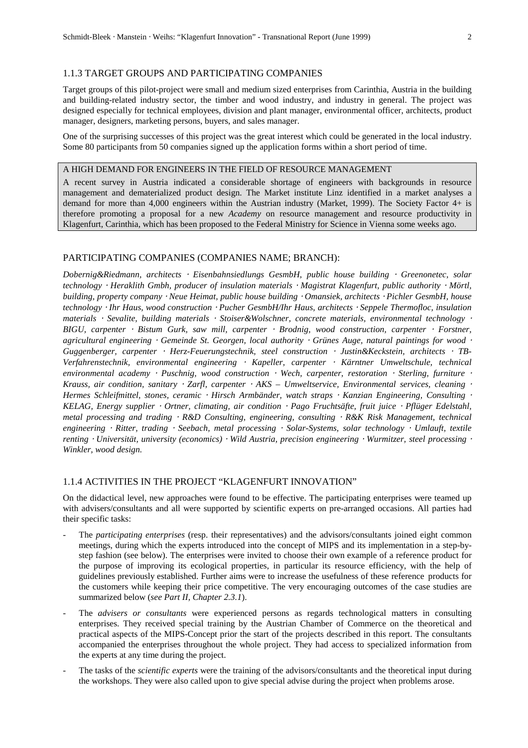### 1.1.3 TARGET GROUPS AND PARTICIPATING COMPANIES

Target groups of this pilot-project were small and medium sized enterprises from Carinthia, Austria in the building and building-related industry sector, the timber and wood industry, and industry in general. The project was designed especially for technical employees, division and plant manager, environmental officer, architects, product manager, designers, marketing persons, buyers, and sales manager.

One of the surprising successes of this project was the great interest which could be generated in the local industry. Some 80 participants from 50 companies signed up the application forms within a short period of time.

> A HIGH DEMAND FOR ENGINEERS IN THE FIELD OF RESOURCE MANAGEMENT
>
> A recent survey in Austria indicated a considerable shortage of engineers with backgrounds in resource management and dematerialized product design. The Market institute Linz identified in a market analyses a demand for more than 4,000 engineers within the Austrian industry (Market, 1999). The Society Factor 4+ is therefore promoting a proposal for a new *Academy* on resource management and resource productivity in Klagenfurt, Carinthia, which has been proposed to the Federal Ministry for Science in Vienna some weeks ago.

#### PARTICIPATING COMPANIES (COMPANIES NAME; BRANCH):

*Dobernig&Riedmann, architects · Eisenbahnsiedlungs GesmbH, public house building · Greenonetec, solar technology · Heraklith Gmbh, producer of insulation materials · Magistrat Klagenfurt, public authority · Mörtl, building, property company · Neue Heimat, public house building · Omansiek, architects · Pichler GesmbH, house technology · Ihr Haus, wood construction · Pucher GesmbH/Ihr Haus, architects · Seppele Thermofloc, insulation materials · Sevalite, building materials · Stoiser&Wolschner, concrete materials, environmental technology · BIGU, carpenter · Bistum Gurk, saw mill, carpenter · Brodnig, wood construction, carpenter · Forstner, agricultural engineering · Gemeinde St. Georgen, local authority · Grünes Auge, natural paintings for wood · Guggenberger, carpenter · Herz-Feuerungstechnik, steel construction · Justin&Keckstein, architects · TB-Verfahrenstechnik, environmental engineering · Kapeller, carpenter · Kärntner Umweltschule, technical environmental academy · Puschnig, wood construction · Wech, carpenter, restoration · Sterling, furniture · Krauss, air condition, sanitary · Zarfl, carpenter · AKS – Umweltservice, Environmental services, cleaning · Hermes Schleifmittel, stones, ceramic · Hirsch Armbänder, watch straps · Kanzian Engineering, Consulting · KELAG, Energy supplier · Ortner, climating, air condition · Pago Fruchtsäfte, fruit juice · Pflüger Edelstahl, metal processing and trading · R&D Consulting, engineering, consulting · R&K Risk Management, technical engineering · Ritter, trading · Seebach, metal processing · Solar-Systems, solar technology · Umlauft, textile renting · Universität, university (economics) · Wild Austria, precision engineering · Wurmitzer, steel processing · Winkler, wood design.*

### 1.1.4 ACTIVITIES IN THE PROJECT "KLAGENFURT INNOVATION"

On the didactical level, new approaches were found to be effective. The participating enterprises were teamed up with advisers/consultants and all were supported by scientific experts on pre-arranged occasions. All parties had their specific tasks:

- The *participating enterprises* (resp. their representatives) and the advisors/consultants joined eight common meetings, during which the experts introduced into the concept of MIPS and its implementation in a step-by-step fashion (see below). The enterprises were invited to choose their own example of a reference product for the purpose of improving its ecological properties, in particular its resource efficiency, with the help of guidelines previously established. Further aims were to increase the usefulness of these reference products for the customers while keeping their price competitive. The very encouraging outcomes of the case studies are summarized below (*see Part II, Chapter 2.3.1*).
- The *advisers or consultants* were experienced persons as regards technological matters in consulting enterprises. They received special training by the Austrian Chamber of Commerce on the theoretical and practical aspects of the MIPS-Concept prior the start of the projects described in this report. The consultants accompanied the enterprises throughout the whole project. They had access to specialized information from the experts at any time during the project.
- The tasks of the *scientific experts* were the training of the advisors/consultants and the theoretical input during the workshops. They were also called upon to give special advise during the project when problems arose.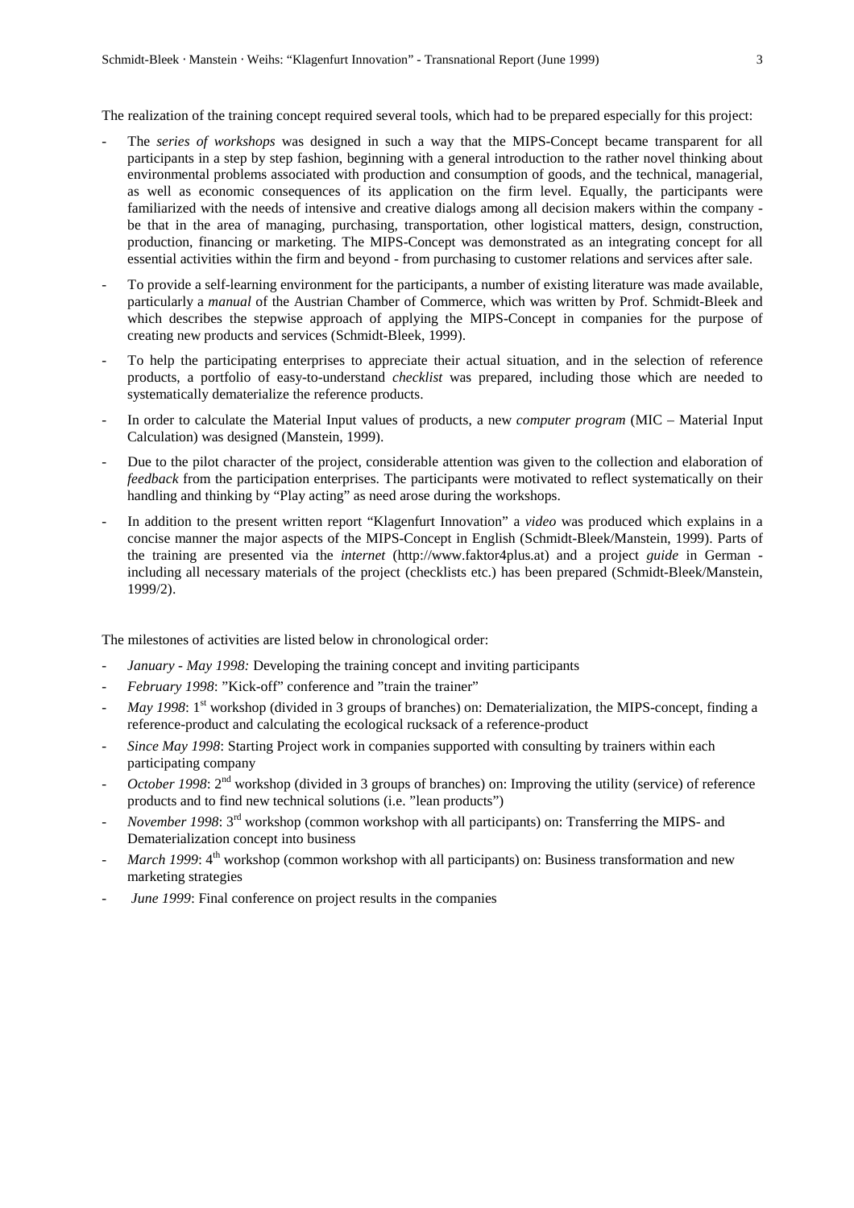The realization of the training concept required several tools, which had to be prepared especially for this project:

- The *series of workshops* was designed in such a way that the MIPS-Concept became transparent for all participants in a step by step fashion, beginning with a general introduction to the rather novel thinking about environmental problems associated with production and consumption of goods, and the technical, managerial, as well as economic consequences of its application on the firm level. Equally, the participants were familiarized with the needs of intensive and creative dialogs among all decision makers within the company - be that in the area of managing, purchasing, transportation, other logistical matters, design, construction, production, financing or marketing. The MIPS-Concept was demonstrated as an integrating concept for all essential activities within the firm and beyond - from purchasing to customer relations and services after sale.
- To provide a self-learning environment for the participants, a number of existing literature was made available, particularly a *manual* of the Austrian Chamber of Commerce, which was written by Prof. Schmidt-Bleek and which describes the stepwise approach of applying the MIPS-Concept in companies for the purpose of creating new products and services (Schmidt-Bleek, 1999).
- To help the participating enterprises to appreciate their actual situation, and in the selection of reference products, a portfolio of easy-to-understand *checklist* was prepared, including those which are needed to systematically dematerialize the reference products.
- In order to calculate the Material Input values of products, a new *computer program* (MIC – Material Input Calculation) was designed (Manstein, 1999).
- Due to the pilot character of the project, considerable attention was given to the collection and elaboration of *feedback* from the participation enterprises. The participants were motivated to reflect systematically on their handling and thinking by "Play acting" as need arose during the workshops.
- In addition to the present written report "Klagenfurt Innovation" a *video* was produced which explains in a concise manner the major aspects of the MIPS-Concept in English (Schmidt-Bleek/Manstein, 1999). Parts of the training are presented via the *internet* (http://www.faktor4plus.at) and a project *guide* in German - including all necessary materials of the project (checklists etc.) has been prepared (Schmidt-Bleek/Manstein, 1999/2).

The milestones of activities are listed below in chronological order:

- *January - May 1998:* Developing the training concept and inviting participants
- *February 1998*: "Kick-off" conference and "train the trainer"
- *May 1998*: 1st workshop (divided in 3 groups of branches) on: Dematerialization, the MIPS-concept, finding a reference-product and calculating the ecological rucksack of a reference-product
- *Since May 1998*: Starting Project work in companies supported with consulting by trainers within each participating company
- *October 1998*: 2nd workshop (divided in 3 groups of branches) on: Improving the utility (service) of reference products and to find new technical solutions (i.e. "lean products")
- *November 1998*: 3rd workshop (common workshop with all participants) on: Transferring the MIPS- and Dematerialization concept into business
- *March 1999*: 4th workshop (common workshop with all participants) on: Business transformation and new marketing strategies
- *June 1999*: Final conference on project results in the companies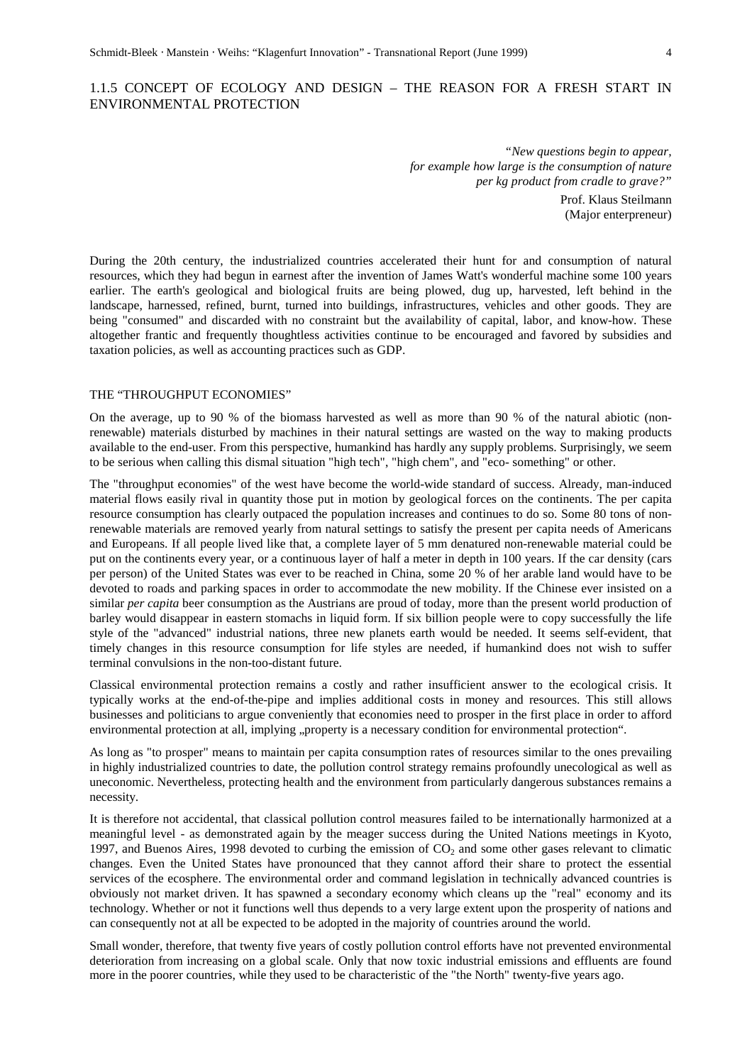## 1.1.5 CONCEPT OF ECOLOGY AND DESIGN – THE REASON FOR A FRESH START IN ENVIRONMENTAL PROTECTION

> *"New questions begin to appear, for example how large is the consumption of nature per kg product from cradle to grave?"*
>
> Prof. Klaus Steilmann
> (Major enterpreneur)

During the 20th century, the industrialized countries accelerated their hunt for and consumption of natural resources, which they had begun in earnest after the invention of James Watt's wonderful machine some 100 years earlier. The earth's geological and biological fruits are being plowed, dug up, harvested, left behind in the landscape, harnessed, refined, burnt, turned into buildings, infrastructures, vehicles and other goods. They are being "consumed" and discarded with no constraint but the availability of capital, labor, and know-how. These altogether frantic and frequently thoughtless activities continue to be encouraged and favored by subsidies and taxation policies, as well as accounting practices such as GDP.

### THE "THROUGHPUT ECONOMIES"

On the average, up to 90 % of the biomass harvested as well as more than 90 % of the natural abiotic (non-renewable) materials disturbed by machines in their natural settings are wasted on the way to making products available to the end-user. From this perspective, humankind has hardly any supply problems. Surprisingly, we seem to be serious when calling this dismal situation "high tech", "high chem", and "eco- something" or other.

The "throughput economies" of the west have become the world-wide standard of success. Already, man-induced material flows easily rival in quantity those put in motion by geological forces on the continents. The per capita resource consumption has clearly outpaced the population increases and continues to do so. Some 80 tons of non-renewable materials are removed yearly from natural settings to satisfy the present per capita needs of Americans and Europeans. If all people lived like that, a complete layer of 5 mm denatured non-renewable material could be put on the continents every year, or a continuous layer of half a meter in depth in 100 years. If the car density (cars per person) of the United States was ever to be reached in China, some 20 % of her arable land would have to be devoted to roads and parking spaces in order to accommodate the new mobility. If the Chinese ever insisted on a similar *per capita* beer consumption as the Austrians are proud of today, more than the present world production of barley would disappear in eastern stomachs in liquid form. If six billion people were to copy successfully the life style of the "advanced" industrial nations, three new planets earth would be needed. It seems self-evident, that timely changes in this resource consumption for life styles are needed, if humankind does not wish to suffer terminal convulsions in the non-too-distant future.

Classical environmental protection remains a costly and rather insufficient answer to the ecological crisis. It typically works at the end-of-the-pipe and implies additional costs in money and resources. This still allows businesses and politicians to argue conveniently that economies need to prosper in the first place in order to afford environmental protection at all, implying „property is a necessary condition for environmental protection".

As long as "to prosper" means to maintain per capita consumption rates of resources similar to the ones prevailing in highly industrialized countries to date, the pollution control strategy remains profoundly unecological as well as uneconomic. Nevertheless, protecting health and the environment from particularly dangerous substances remains a necessity.

It is therefore not accidental, that classical pollution control measures failed to be internationally harmonized at a meaningful level - as demonstrated again by the meager success during the United Nations meetings in Kyoto, 1997, and Buenos Aires, 1998 devoted to curbing the emission of $CO_2$ and some other gases relevant to climatic changes. Even the United States have pronounced that they cannot afford their share to protect the essential services of the ecosphere. The environmental order and command legislation in technically advanced countries is obviously not market driven. It has spawned a secondary economy which cleans up the "real" economy and its technology. Whether or not it functions well thus depends to a very large extent upon the prosperity of nations and can consequently not at all be expected to be adopted in the majority of countries around the world.

Small wonder, therefore, that twenty five years of costly pollution control efforts have not prevented environmental deterioration from increasing on a global scale. Only that now toxic industrial emissions and effluents are found more in the poorer countries, while they used to be characteristic of the "the North" twenty-five years ago.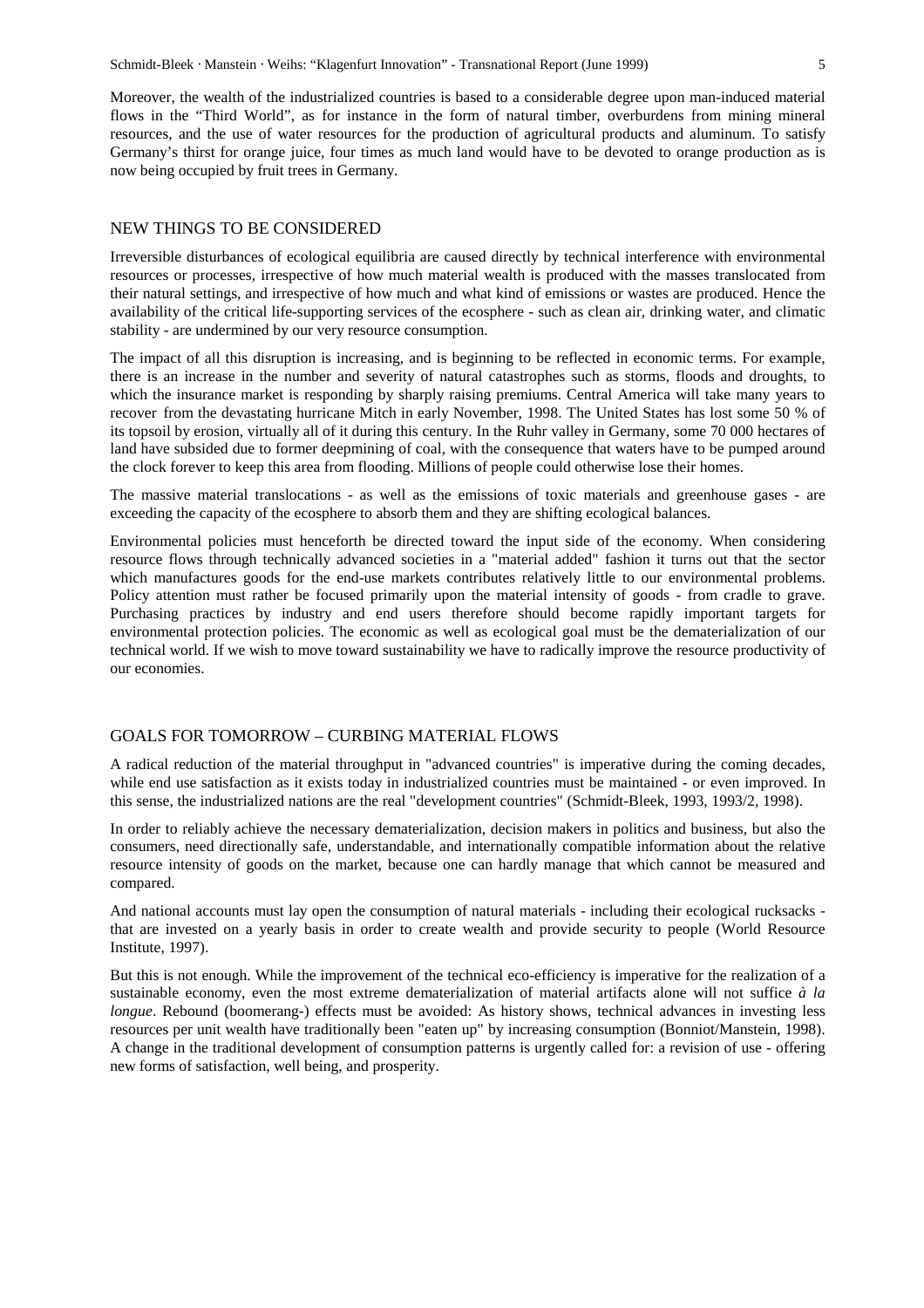Moreover, the wealth of the industrialized countries is based to a considerable degree upon man-induced material flows in the "Third World", as for instance in the form of natural timber, overburdens from mining mineral resources, and the use of water resources for the production of agricultural products and aluminum. To satisfy Germany's thirst for orange juice, four times as much land would have to be devoted to orange production as is now being occupied by fruit trees in Germany.

## NEW THINGS TO BE CONSIDERED

Irreversible disturbances of ecological equilibria are caused directly by technical interference with environmental resources or processes, irrespective of how much material wealth is produced with the masses translocated from their natural settings, and irrespective of how much and what kind of emissions or wastes are produced. Hence the availability of the critical life-supporting services of the ecosphere - such as clean air, drinking water, and climatic stability - are undermined by our very resource consumption.

The impact of all this disruption is increasing, and is beginning to be reflected in economic terms. For example, there is an increase in the number and severity of natural catastrophes such as storms, floods and droughts, to which the insurance market is responding by sharply raising premiums. Central America will take many years to recover from the devastating hurricane Mitch in early November, 1998. The United States has lost some 50 % of its topsoil by erosion, virtually all of it during this century. In the Ruhr valley in Germany, some 70 000 hectares of land have subsided due to former deepmining of coal, with the consequence that waters have to be pumped around the clock forever to keep this area from flooding. Millions of people could otherwise lose their homes.

The massive material translocations - as well as the emissions of toxic materials and greenhouse gases - are exceeding the capacity of the ecosphere to absorb them and they are shifting ecological balances.

Environmental policies must henceforth be directed toward the input side of the economy. When considering resource flows through technically advanced societies in a "material added" fashion it turns out that the sector which manufactures goods for the end-use markets contributes relatively little to our environmental problems. Policy attention must rather be focused primarily upon the material intensity of goods - from cradle to grave. Purchasing practices by industry and end users therefore should become rapidly important targets for environmental protection policies. The economic as well as ecological goal must be the dematerialization of our technical world. If we wish to move toward sustainability we have to radically improve the resource productivity of our economies.

## GOALS FOR TOMORROW – CURBING MATERIAL FLOWS

A radical reduction of the material throughput in "advanced countries" is imperative during the coming decades, while end use satisfaction as it exists today in industrialized countries must be maintained - or even improved. In this sense, the industrialized nations are the real "development countries" (Schmidt-Bleek, 1993, 1993/2, 1998).

In order to reliably achieve the necessary dematerialization, decision makers in politics and business, but also the consumers, need directionally safe, understandable, and internationally compatible information about the relative resource intensity of goods on the market, because one can hardly manage that which cannot be measured and compared.

And national accounts must lay open the consumption of natural materials - including their ecological rucksacks - that are invested on a yearly basis in order to create wealth and provide security to people (World Resource Institute, 1997).

But this is not enough. While the improvement of the technical eco-efficiency is imperative for the realization of a sustainable economy, even the most extreme dematerialization of material artifacts alone will not suffice *à la longue*. Rebound (boomerang-) effects must be avoided: As history shows, technical advances in investing less resources per unit wealth have traditionally been "eaten up" by increasing consumption (Bonniot/Manstein, 1998). A change in the traditional development of consumption patterns is urgently called for: a revision of use - offering new forms of satisfaction, well being, and prosperity.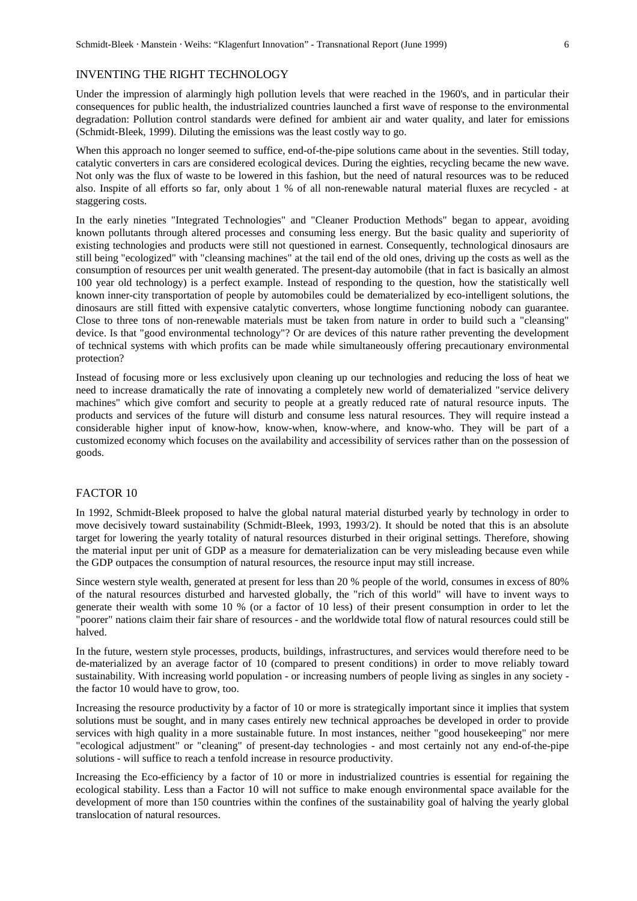## INVENTING THE RIGHT TECHNOLOGY

Under the impression of alarmingly high pollution levels that were reached in the 1960's, and in particular their consequences for public health, the industrialized countries launched a first wave of response to the environmental degradation: Pollution control standards were defined for ambient air and water quality, and later for emissions (Schmidt-Bleek, 1999). Diluting the emissions was the least costly way to go.

When this approach no longer seemed to suffice, end-of-the-pipe solutions came about in the seventies. Still today, catalytic converters in cars are considered ecological devices. During the eighties, recycling became the new wave. Not only was the flux of waste to be lowered in this fashion, but the need of natural resources was to be reduced also. Inspite of all efforts so far, only about 1 % of all non-renewable natural material fluxes are recycled - at staggering costs.

In the early nineties "Integrated Technologies" and "Cleaner Production Methods" began to appear, avoiding known pollutants through altered processes and consuming less energy. But the basic quality and superiority of existing technologies and products were still not questioned in earnest. Consequently, technological dinosaurs are still being "ecologized" with "cleansing machines" at the tail end of the old ones, driving up the costs as well as the consumption of resources per unit wealth generated. The present-day automobile (that in fact is basically an almost 100 year old technology) is a perfect example. Instead of responding to the question, how the statistically well known inner-city transportation of people by automobiles could be dematerialized by eco-intelligent solutions, the dinosaurs are still fitted with expensive catalytic converters, whose longtime functioning nobody can guarantee. Close to three tons of non-renewable materials must be taken from nature in order to build such a "cleansing" device. Is that "good environmental technology"? Or are devices of this nature rather preventing the development of technical systems with which profits can be made while simultaneously offering precautionary environmental protection?

Instead of focusing more or less exclusively upon cleaning up our technologies and reducing the loss of heat we need to increase dramatically the rate of innovating a completely new world of dematerialized "service delivery machines" which give comfort and security to people at a greatly reduced rate of natural resource inputs. The products and services of the future will disturb and consume less natural resources. They will require instead a considerable higher input of know-how, know-when, know-where, and know-who. They will be part of a customized economy which focuses on the availability and accessibility of services rather than on the possession of goods.

## FACTOR 10

In 1992, Schmidt-Bleek proposed to halve the global natural material disturbed yearly by technology in order to move decisively toward sustainability (Schmidt-Bleek, 1993, 1993/2). It should be noted that this is an absolute target for lowering the yearly totality of natural resources disturbed in their original settings. Therefore, showing the material input per unit of GDP as a measure for dematerialization can be very misleading because even while the GDP outpaces the consumption of natural resources, the resource input may still increase.

Since western style wealth, generated at present for less than 20 % people of the world, consumes in excess of 80% of the natural resources disturbed and harvested globally, the "rich of this world" will have to invent ways to generate their wealth with some 10 % (or a factor of 10 less) of their present consumption in order to let the "poorer" nations claim their fair share of resources - and the worldwide total flow of natural resources could still be halved.

In the future, western style processes, products, buildings, infrastructures, and services would therefore need to be de-materialized by an average factor of 10 (compared to present conditions) in order to move reliably toward sustainability. With increasing world population - or increasing numbers of people living as singles in any society - the factor 10 would have to grow, too.

Increasing the resource productivity by a factor of 10 or more is strategically important since it implies that system solutions must be sought, and in many cases entirely new technical approaches be developed in order to provide services with high quality in a more sustainable future. In most instances, neither "good housekeeping" nor mere "ecological adjustment" or "cleaning" of present-day technologies - and most certainly not any end-of-the-pipe solutions - will suffice to reach a tenfold increase in resource productivity.

Increasing the Eco-efficiency by a factor of 10 or more in industrialized countries is essential for regaining the ecological stability. Less than a Factor 10 will not suffice to make enough environmental space available for the development of more than 150 countries within the confines of the sustainability goal of halving the yearly global translocation of natural resources.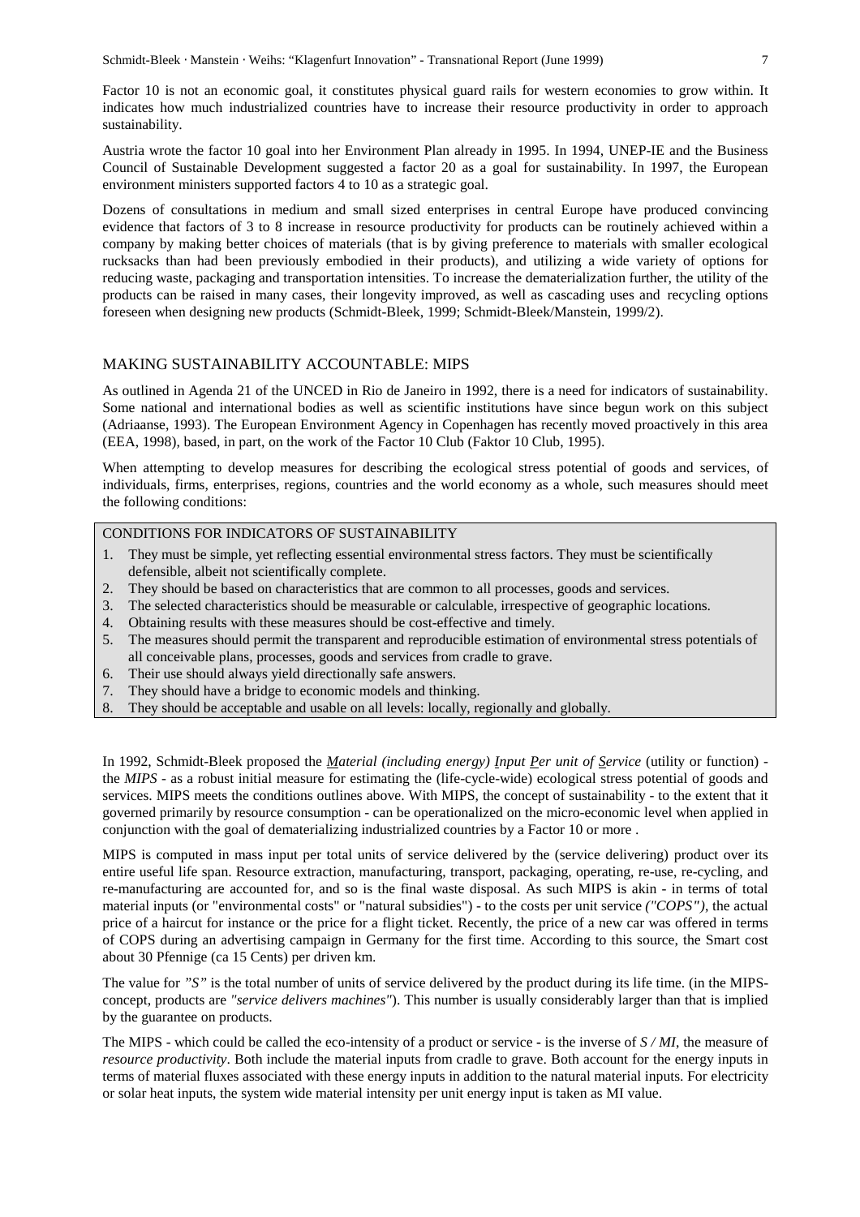Factor 10 is not an economic goal, it constitutes physical guard rails for western economies to grow within. It indicates how much industrialized countries have to increase their resource productivity in order to approach sustainability.

Austria wrote the factor 10 goal into her Environment Plan already in 1995. In 1994, UNEP-IE and the Business Council of Sustainable Development suggested a factor 20 as a goal for sustainability. In 1997, the European environment ministers supported factors 4 to 10 as a strategic goal.

Dozens of consultations in medium and small sized enterprises in central Europe have produced convincing evidence that factors of 3 to 8 increase in resource productivity for products can be routinely achieved within a company by making better choices of materials (that is by giving preference to materials with smaller ecological rucksacks than had been previously embodied in their products), and utilizing a wide variety of options for reducing waste, packaging and transportation intensities. To increase the dematerialization further, the utility of the products can be raised in many cases, their longevity improved, as well as cascading uses and recycling options foreseen when designing new products (Schmidt-Bleek, 1999; Schmidt-Bleek/Manstein, 1999/2).

## MAKING SUSTAINABILITY ACCOUNTABLE: MIPS

As outlined in Agenda 21 of the UNCED in Rio de Janeiro in 1992, there is a need for indicators of sustainability. Some national and international bodies as well as scientific institutions have since begun work on this subject (Adriaanse, 1993). The European Environment Agency in Copenhagen has recently moved proactively in this area (EEA, 1998), based, in part, on the work of the Factor 10 Club (Faktor 10 Club, 1995).

When attempting to develop measures for describing the ecological stress potential of goods and services, of individuals, firms, enterprises, regions, countries and the world economy as a whole, such measures should meet the following conditions:

CONDITIONS FOR INDICATORS OF SUSTAINABILITY

1. They must be simple, yet reflecting essential environmental stress factors. They must be scientifically defensible, albeit not scientifically complete.
2. They should be based on characteristics that are common to all processes, goods and services.
3. The selected characteristics should be measurable or calculable, irrespective of geographic locations.
4. Obtaining results with these measures should be cost-effective and timely.
5. The measures should permit the transparent and reproducible estimation of environmental stress potentials of all conceivable plans, processes, goods and services from cradle to grave.
6. Their use should always yield directionally safe answers.
7. They should have a bridge to economic models and thinking.
8. They should be acceptable and usable on all levels: locally, regionally and globally.

In 1992, Schmidt-Bleek proposed the *Material (including energy) Input Per unit of Service* (utility or function) - the *MIPS* - as a robust initial measure for estimating the (life-cycle-wide) ecological stress potential of goods and services. MIPS meets the conditions outlines above. With MIPS, the concept of sustainability - to the extent that it governed primarily by resource consumption - can be operationalized on the micro-economic level when applied in conjunction with the goal of dematerializing industrialized countries by a Factor 10 or more .

MIPS is computed in mass input per total units of service delivered by the (service delivering) product over its entire useful life span. Resource extraction, manufacturing, transport, packaging, operating, re-use, re-cycling, and re-manufacturing are accounted for, and so is the final waste disposal. As such MIPS is akin - in terms of total material inputs (or "environmental costs" or "natural subsidies") - to the costs per unit service *("COPS")*, the actual price of a haircut for instance or the price for a flight ticket. Recently, the price of a new car was offered in terms of COPS during an advertising campaign in Germany for the first time. According to this source, the Smart cost about 30 Pfennige (ca 15 Cents) per driven km.

The value for *"S"* is the total number of units of service delivered by the product during its life time. (in the MIPS-concept, products are *"service delivers machines"*). This number is usually considerably larger than that is implied by the guarantee on products.

The MIPS - which could be called the eco-intensity of a product or service - is the inverse of *S / MI*, the measure of *resource productivity*. Both include the material inputs from cradle to grave. Both account for the energy inputs in terms of material fluxes associated with these energy inputs in addition to the natural material inputs. For electricity or solar heat inputs, the system wide material intensity per unit energy input is taken as MI value.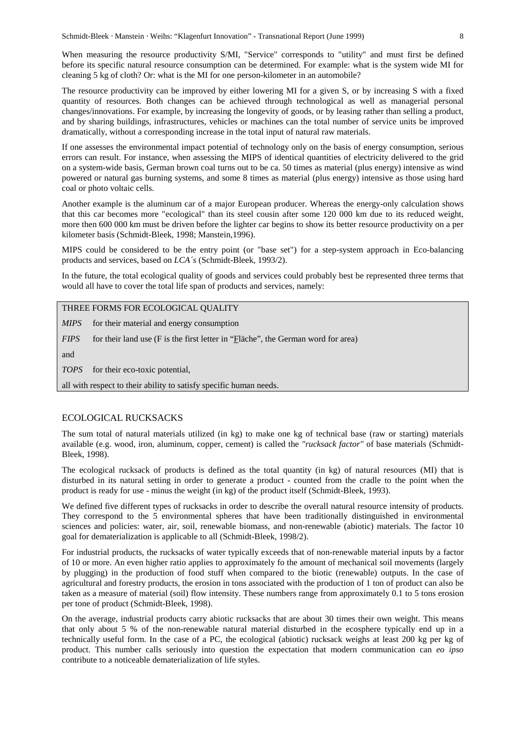When measuring the resource productivity S/MI, "Service" corresponds to "utility" and must first be defined before its specific natural resource consumption can be determined. For example: what is the system wide MI for cleaning 5 kg of cloth? Or: what is the MI for one person-kilometer in an automobile?

The resource productivity can be improved by either lowering MI for a given S, or by increasing S with a fixed quantity of resources. Both changes can be achieved through technological as well as managerial personal changes/innovations. For example, by increasing the longevity of goods, or by leasing rather than selling a product, and by sharing buildings, infrastructures, vehicles or machines can the total number of service units be improved dramatically, without a corresponding increase in the total input of natural raw materials.

If one assesses the environmental impact potential of technology only on the basis of energy consumption, serious errors can result. For instance, when assessing the MIPS of identical quantities of electricity delivered to the grid on a system-wide basis, German brown coal turns out to be ca. 50 times as material (plus energy) intensive as wind powered or natural gas burning systems, and some 8 times as material (plus energy) intensive as those using hard coal or photo voltaic cells.

Another example is the aluminum car of a major European producer. Whereas the energy-only calculation shows that this car becomes more "ecological" than its steel cousin after some 120 000 km due to its reduced weight, more then 600 000 km must be driven before the lighter car begins to show its better resource productivity on a per kilometer basis (Schmidt-Bleek, 1998; Manstein,1996).

MIPS could be considered to be the entry point (or "base set") for a step-system approach in Eco-balancing products and services, based on *LCA´s* (Schmidt-Bleek, 1993/2).

In the future, the total ecological quality of goods and services could probably best be represented three terms that would all have to cover the total life span of products and services, namely:

> THREE FORMS FOR ECOLOGICAL QUALITY
>
> *MIPS* for their material and energy consumption
>
> *FIPS* for their land use (F is the first letter in "Fläche", the German word for area)
>
> and
>
> *TOPS* for their eco-toxic potential,
>
> all with respect to their ability to satisfy specific human needs.

## ECOLOGICAL RUCKSACKS

The sum total of natural materials utilized (in kg) to make one kg of technical base (raw or starting) materials available (e.g. wood, iron, aluminum, copper, cement) is called the *"rucksack factor"* of base materials (Schmidt-Bleek, 1998).

The ecological rucksack of products is defined as the total quantity (in kg) of natural resources (MI) that is disturbed in its natural setting in order to generate a product - counted from the cradle to the point when the product is ready for use - minus the weight (in kg) of the product itself (Schmidt-Bleek, 1993).

We defined five different types of rucksacks in order to describe the overall natural resource intensity of products. They correspond to the 5 environmental spheres that have been traditionally distinguished in environmental sciences and policies: water, air, soil, renewable biomass, and non-renewable (abiotic) materials. The factor 10 goal for dematerialization is applicable to all (Schmidt-Bleek, 1998/2).

For industrial products, the rucksacks of water typically exceeds that of non-renewable material inputs by a factor of 10 or more. An even higher ratio applies to approximately fo the amount of mechanical soil movements (largely by plugging) in the production of food stuff when compared to the biotic (renewable) outputs. In the case of agricultural and forestry products, the erosion in tons associated with the production of 1 ton of product can also be taken as a measure of material (soil) flow intensity. These numbers range from approximately 0.1 to 5 tons erosion per tone of product (Schmidt-Bleek, 1998).

On the average, industrial products carry abiotic rucksacks that are about 30 times their own weight. This means that only about 5 % of the non-renewable natural material disturbed in the ecosphere typically end up in a technically useful form. In the case of a PC, the ecological (abiotic) rucksack weighs at least 200 kg per kg of product. This number calls seriously into question the expectation that modern communication can *eo ipso* contribute to a noticeable dematerialization of life styles.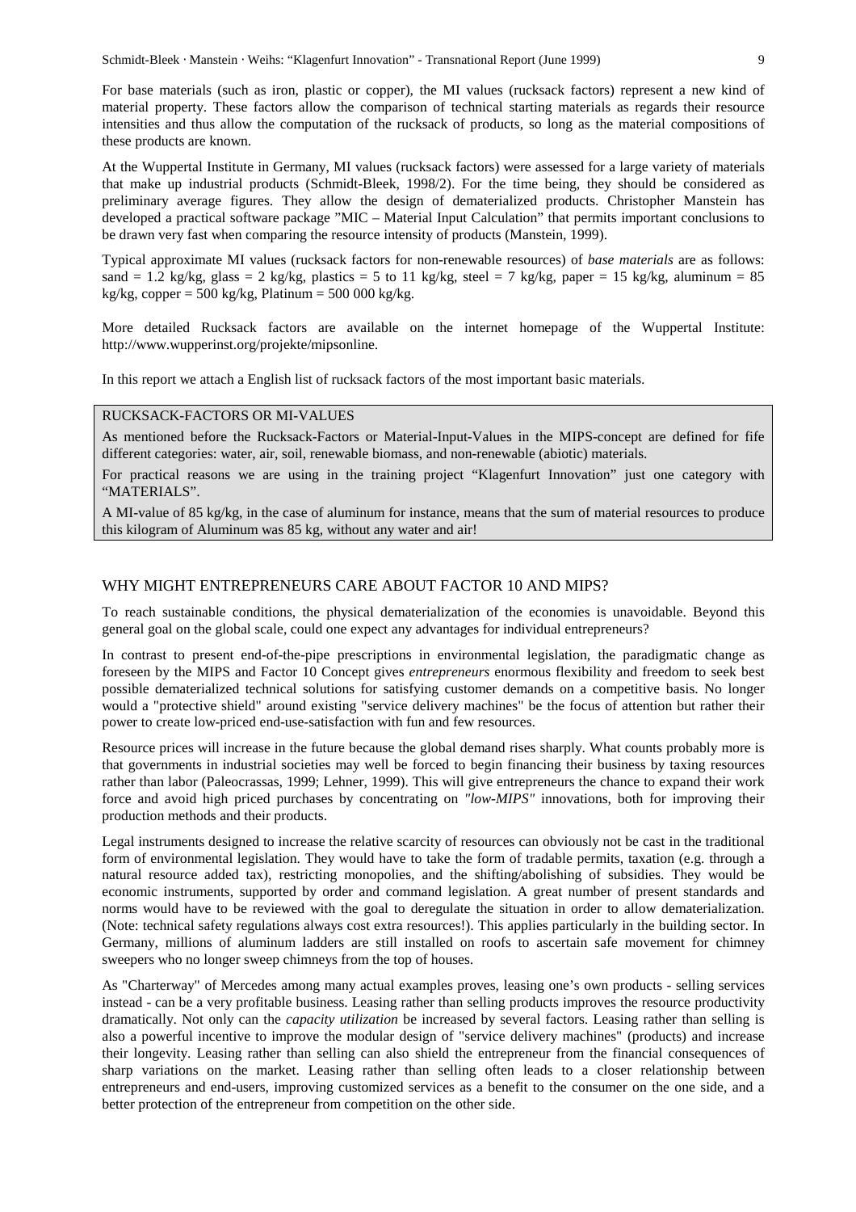For base materials (such as iron, plastic or copper), the MI values (rucksack factors) represent a new kind of material property. These factors allow the comparison of technical starting materials as regards their resource intensities and thus allow the computation of the rucksack of products, so long as the material compositions of these products are known.

At the Wuppertal Institute in Germany, MI values (rucksack factors) were assessed for a large variety of materials that make up industrial products (Schmidt-Bleek, 1998/2). For the time being, they should be considered as preliminary average figures. They allow the design of dematerialized products. Christopher Manstein has developed a practical software package "MIC – Material Input Calculation" that permits important conclusions to be drawn very fast when comparing the resource intensity of products (Manstein, 1999).

Typical approximate MI values (rucksack factors for non-renewable resources) of *base materials* are as follows: sand = 1.2 kg/kg, glass = 2 kg/kg, plastics = 5 to 11 kg/kg, steel = 7 kg/kg, paper = 15 kg/kg, aluminum = 85 kg/kg, copper = 500 kg/kg, Platinum = 500 000 kg/kg.

More detailed Rucksack factors are available on the internet homepage of the Wuppertal Institute: http://www.wupperinst.org/projekte/mipsonline.

In this report we attach a English list of rucksack factors of the most important basic materials.

> RUCKSACK-FACTORS OR MI-VALUES
>
> As mentioned before the Rucksack-Factors or Material-Input-Values in the MIPS-concept are defined for fife different categories: water, air, soil, renewable biomass, and non-renewable (abiotic) materials.
>
> For practical reasons we are using in the training project "Klagenfurt Innovation" just one category with "MATERIALS".
>
> A MI-value of 85 kg/kg, in the case of aluminum for instance, means that the sum of material resources to produce this kilogram of Aluminum was 85 kg, without any water and air!

## WHY MIGHT ENTREPRENEURS CARE ABOUT FACTOR 10 AND MIPS?

To reach sustainable conditions, the physical dematerialization of the economies is unavoidable. Beyond this general goal on the global scale, could one expect any advantages for individual entrepreneurs?

In contrast to present end-of-the-pipe prescriptions in environmental legislation, the paradigmatic change as foreseen by the MIPS and Factor 10 Concept gives *entrepreneurs* enormous flexibility and freedom to seek best possible dematerialized technical solutions for satisfying customer demands on a competitive basis. No longer would a "protective shield" around existing "service delivery machines" be the focus of attention but rather their power to create low-priced end-use-satisfaction with fun and few resources.

Resource prices will increase in the future because the global demand rises sharply. What counts probably more is that governments in industrial societies may well be forced to begin financing their business by taxing resources rather than labor (Paleocrassas, 1999; Lehner, 1999). This will give entrepreneurs the chance to expand their work force and avoid high priced purchases by concentrating on *"low-MIPS"* innovations, both for improving their production methods and their products.

Legal instruments designed to increase the relative scarcity of resources can obviously not be cast in the traditional form of environmental legislation. They would have to take the form of tradable permits, taxation (e.g. through a natural resource added tax), restricting monopolies, and the shifting/abolishing of subsidies. They would be economic instruments, supported by order and command legislation. A great number of present standards and norms would have to be reviewed with the goal to deregulate the situation in order to allow dematerialization. (Note: technical safety regulations always cost extra resources!). This applies particularly in the building sector. In Germany, millions of aluminum ladders are still installed on roofs to ascertain safe movement for chimney sweepers who no longer sweep chimneys from the top of houses.

As "Charterway" of Mercedes among many actual examples proves, leasing one's own products - selling services instead - can be a very profitable business. Leasing rather than selling products improves the resource productivity dramatically. Not only can the *capacity utilization* be increased by several factors. Leasing rather than selling is also a powerful incentive to improve the modular design of "service delivery machines" (products) and increase their longevity. Leasing rather than selling can also shield the entrepreneur from the financial consequences of sharp variations on the market. Leasing rather than selling often leads to a closer relationship between entrepreneurs and end-users, improving customized services as a benefit to the consumer on the one side, and a better protection of the entrepreneur from competition on the other side.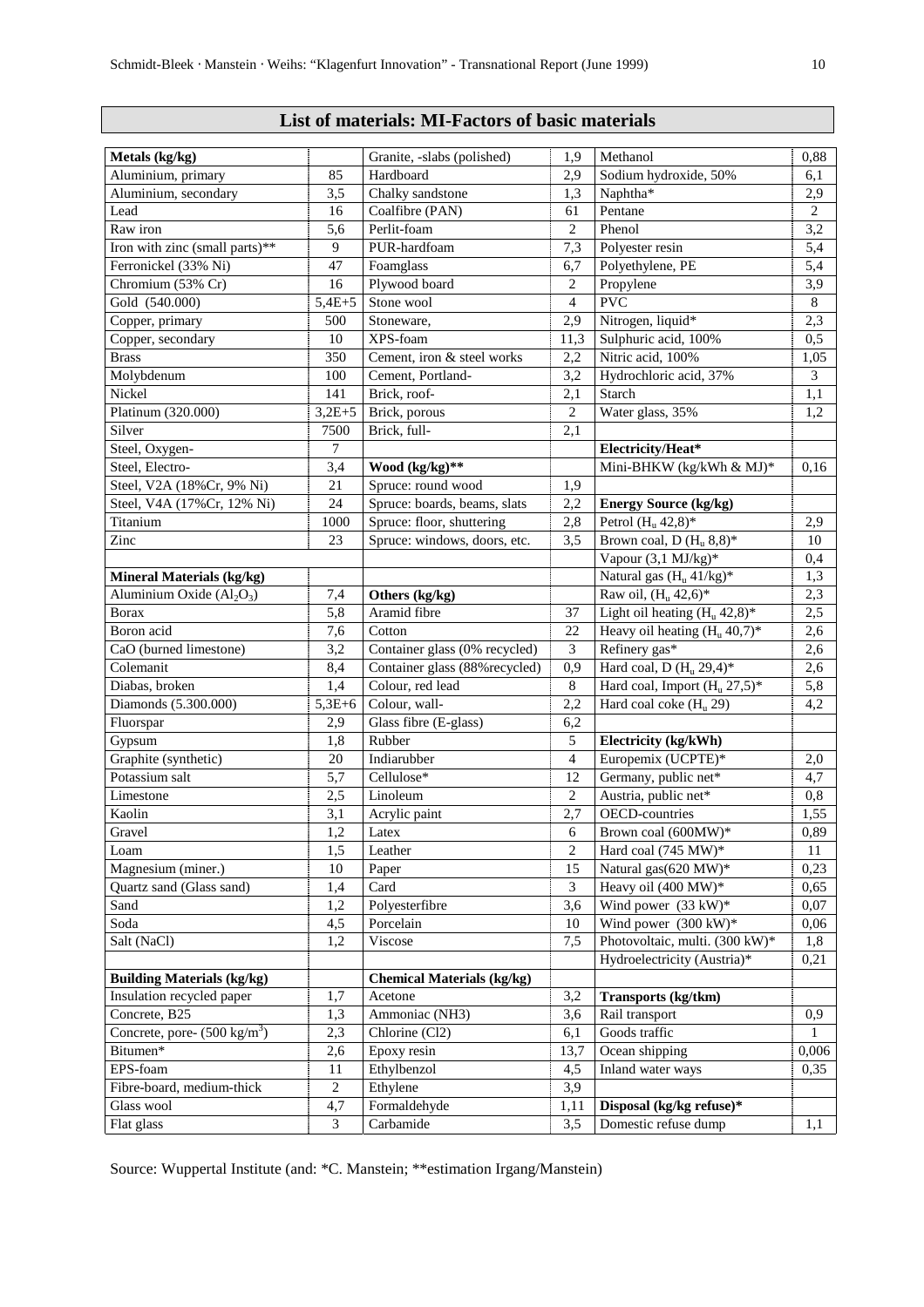## List of materials: MI-Factors of basic materials

| | | | | | |
|---|---|---|---|---|---|
| **Metals (kg/kg)** | | Granite, -slabs (polished) | 1,9 | Methanol | 0,88 |
| Aluminium, primary | 85 | Hardboard | 2,9 | Sodium hydroxide, 50% | 6,1 |
| Aluminium, secondary | 3,5 | Chalky sandstone | 1,3 | Naphtha* | 2,9 |
| Lead | 16 | Coalfibre (PAN) | 61 | Pentane | 2 |
| Raw iron | 5,6 | Perlit-foam | 2 | Phenol | 3,2 |
| Iron with zinc (small parts)** | 9 | PUR-hardfoam | 7,3 | Polyester resin | 5,4 |
| Ferronickel (33% Ni) | 47 | Foamglass | 6,7 | Polyethylene, PE | 5,4 |
| Chromium (53% Cr) | 16 | Plywood board | 2 | Propylene | 3,9 |
| Gold (540.000) | 5,4E+5 | Stone wool | 4 | PVC | 8 |
| Copper, primary | 500 | Stoneware, | 2,9 | Nitrogen, liquid* | 2,3 |
| Copper, secondary | 10 | XPS-foam | 11,3 | Sulphuric acid, 100% | 0,5 |
| Brass | 350 | Cement, iron & steel works | 2,2 | Nitric acid, 100% | 1,05 |
| Molybdenum | 100 | Cement, Portland- | 3,2 | Hydrochloric acid, 37% | 3 |
| Nickel | 141 | Brick, roof- | 2,1 | Starch | 1,1 |
| Platinum (320.000) | 3,2E+5 | Brick, porous | 2 | Water glass, 35% | 1,2 |
| Silver | 7500 | Brick, full- | 2,1 | | |
| Steel, Oxygen- | 7 | | | **Electricity/Heat*** | |
| Steel, Electro- | 3,4 | **Wood (kg/kg)**** | | Mini-BHKW (kg/kWh & MJ)* | 0,16 |
| Steel, V2A (18%Cr, 9% Ni) | 21 | Spruce: round wood | 1,9 | | |
| Steel, V4A (17%Cr, 12% Ni) | 24 | Spruce: boards, beams, slats | 2,2 | **Energy Source (kg/kg)** | |
| Titanium | 1000 | Spruce: floor, shuttering | 2,8 | Petrol ($H_u$ 42,8)* | 2,9 |
| Zinc | 23 | Spruce: windows, doors, etc. | 3,5 | Brown coal, D ($H_u$ 8,8)* | 10 |
| | | | | Vapour (3,1 MJ/kg)* | 0,4 |
| **Mineral Materials (kg/kg)** | | | | Natural gas ($H_u$ 41/kg)* | 1,3 |
| Aluminium Oxide ($Al_2O_3$) | 7,4 | **Others (kg/kg)** | | Raw oil, ($H_u$ 42,6)* | 2,3 |
| Borax | 5,8 | Aramid fibre | 37 | Light oil heating ($H_u$ 42,8)* | 2,5 |
| Boron acid | 7,6 | Cotton | 22 | Heavy oil heating ($H_u$ 40,7)* | 2,6 |
| CaO (burned limestone) | 3,2 | Container glass (0% recycled) | 3 | Refinery gas* | 2,6 |
| Colemanit | 8,4 | Container glass (88%recycled) | 0,9 | Hard coal, D ($H_u$ 29,4)* | 2,6 |
| Diabas, broken | 1,4 | Colour, red lead | 8 | Hard coal, Import ($H_u$ 27,5)* | 5,8 |
| Diamonds (5.300.000) | 5,3E+6 | Colour, wall- | 2,2 | Hard coal coke ($H_u$ 29) | 4,2 |
| Fluorspar | 2,9 | Glass fibre (E-glass) | 6,2 | | |
| Gypsum | 1,8 | Rubber | 5 | **Electricity (kg/kWh)** | |
| Graphite (synthetic) | 20 | Indiarubber | 4 | Europemix (UCPTE)* | 2,0 |
| Potassium salt | 5,7 | Cellulose* | 12 | Germany, public net* | 4,7 |
| Limestone | 2,5 | Linoleum | 2 | Austria, public net* | 0,8 |
| Kaolin | 3,1 | Acrylic paint | 2,7 | OECD-countries | 1,55 |
| Gravel | 1,2 | Latex | 6 | Brown coal (600MW)* | 0,89 |
| Loam | 1,5 | Leather | 2 | Hard coal (745 MW)* | 11 |
| Magnesium (miner.) | 10 | Paper | 15 | Natural gas(620 MW)* | 0,23 |
| Quartz sand (Glass sand) | 1,4 | Card | 3 | Heavy oil (400 MW)* | 0,65 |
| Sand | 1,2 | Polyesterfibre | 3,6 | Wind power (33 kW)* | 0,07 |
| Soda | 4,5 | Porcelain | 10 | Wind power (300 kW)* | 0,06 |
| Salt (NaCl) | 1,2 | Viscose | 7,5 | Photovoltaic, multi. (300 kW)* | 1,8 |
| | | | | Hydroelectricity (Austria)* | 0,21 |
| **Building Materials (kg/kg)** | | **Chemical Materials (kg/kg)** | | | |
| Insulation recycled paper | 1,7 | Acetone | 3,2 | **Transports (kg/tkm)** | |
| Concrete, B25 | 1,3 | Ammoniac (NH3) | 3,6 | Rail transport | 0,9 |
| Concrete, pore- (500 $kg/m^3$) | 2,3 | Chlorine (Cl2) | 6,1 | Goods traffic | 1 |
| Bitumen* | 2,6 | Epoxy resin | 13,7 | Ocean shipping | 0,006 |
| EPS-foam | 11 | Ethylbenzol | 4,5 | Inland water ways | 0,35 |
| Fibre-board, medium-thick | 2 | Ethylene | 3,9 | | |
| Glass wool | 4,7 | Formaldehyde | 1,11 | **Disposal (kg/kg refuse)*** | |
| Flat glass | 3 | Carbamide | 3,5 | Domestic refuse dump | 1,1 |

Source: Wuppertal Institute (and: *C. Manstein; **estimation Irgang/Manstein)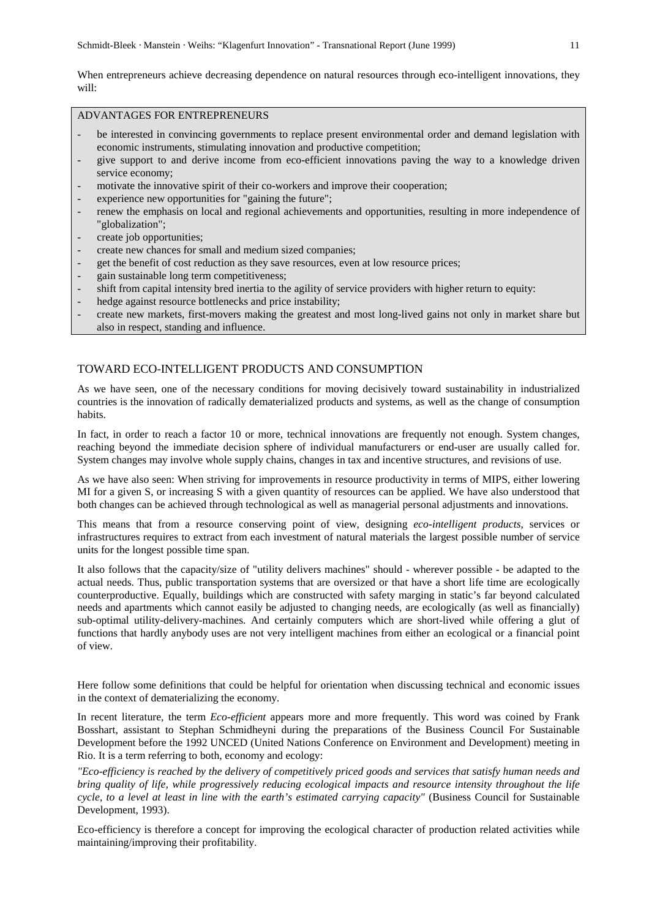When entrepreneurs achieve decreasing dependence on natural resources through eco-intelligent innovations, they will:

ADVANTAGES FOR ENTREPRENEURS

- be interested in convincing governments to replace present environmental order and demand legislation with economic instruments, stimulating innovation and productive competition;
- give support to and derive income from eco-efficient innovations paving the way to a knowledge driven service economy;
- motivate the innovative spirit of their co-workers and improve their cooperation;
- experience new opportunities for "gaining the future";
- renew the emphasis on local and regional achievements and opportunities, resulting in more independence of "globalization";
- create job opportunities;
- create new chances for small and medium sized companies;
- get the benefit of cost reduction as they save resources, even at low resource prices;
- gain sustainable long term competitiveness;
- shift from capital intensity bred inertia to the agility of service providers with higher return to equity:
- hedge against resource bottlenecks and price instability;
- create new markets, first-movers making the greatest and most long-lived gains not only in market share but also in respect, standing and influence.

## TOWARD ECO-INTELLIGENT PRODUCTS AND CONSUMPTION

As we have seen, one of the necessary conditions for moving decisively toward sustainability in industrialized countries is the innovation of radically dematerialized products and systems, as well as the change of consumption habits.

In fact, in order to reach a factor 10 or more, technical innovations are frequently not enough. System changes, reaching beyond the immediate decision sphere of individual manufacturers or end-user are usually called for. System changes may involve whole supply chains, changes in tax and incentive structures, and revisions of use.

As we have also seen: When striving for improvements in resource productivity in terms of MIPS, either lowering MI for a given S, or increasing S with a given quantity of resources can be applied. We have also understood that both changes can be achieved through technological as well as managerial personal adjustments and innovations.

This means that from a resource conserving point of view, designing *eco-intelligent products*, services or infrastructures requires to extract from each investment of natural materials the largest possible number of service units for the longest possible time span.

It also follows that the capacity/size of "utility delivers machines" should - wherever possible - be adapted to the actual needs. Thus, public transportation systems that are oversized or that have a short life time are ecologically counterproductive. Equally, buildings which are constructed with safety marging in static's far beyond calculated needs and apartments which cannot easily be adjusted to changing needs, are ecologically (as well as financially) sub-optimal utility-delivery-machines. And certainly computers which are short-lived while offering a glut of functions that hardly anybody uses are not very intelligent machines from either an ecological or a financial point of view.

Here follow some definitions that could be helpful for orientation when discussing technical and economic issues in the context of dematerializing the economy.

In recent literature, the term *Eco-efficient* appears more and more frequently. This word was coined by Frank Bosshart, assistant to Stephan Schmidheyni during the preparations of the Business Council For Sustainable Development before the 1992 UNCED (United Nations Conference on Environment and Development) meeting in Rio. It is a term referring to both, economy and ecology:

*"Eco-efficiency is reached by the delivery of competitively priced goods and services that satisfy human needs and bring quality of life, while progressively reducing ecological impacts and resource intensity throughout the life cycle, to a level at least in line with the earth's estimated carrying capacity"* (Business Council for Sustainable Development, 1993).

Eco-efficiency is therefore a concept for improving the ecological character of production related activities while maintaining/improving their profitability.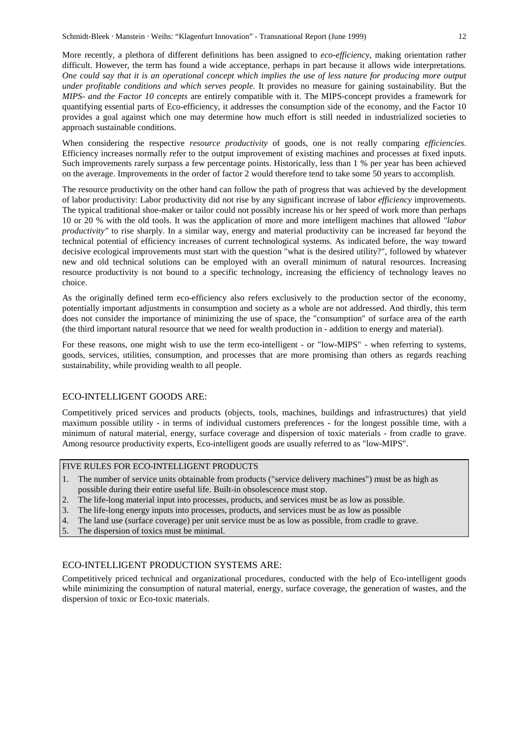More recently, a plethora of different definitions has been assigned to *eco-efficiency*, making orientation rather difficult. However, the term has found a wide acceptance, perhaps in part because it allows wide interpretations. *One could say that it is an operational concept which implies the use of less nature for producing more output under profitable conditions and which serves people.* It provides no measure for gaining sustainability. But the *MIPS- and the Factor 10 concepts* are entirely compatible with it. The MIPS-concept provides a framework for quantifying essential parts of Eco-efficiency, it addresses the consumption side of the economy, and the Factor 10 provides a goal against which one may determine how much effort is still needed in industrialized societies to approach sustainable conditions.

When considering the respective *resource productivity* of goods, one is not really comparing *efficiencies*. Efficiency increases normally refer to the output improvement of existing machines and processes at fixed inputs. Such improvements rarely surpass a few percentage points. Historically, less than 1 % per year has been achieved on the average. Improvements in the order of factor 2 would therefore tend to take some 50 years to accomplish.

The resource productivity on the other hand can follow the path of progress that was achieved by the development of labor productivity: Labor productivity did not rise by any significant increase of labor *efficiency* improvements. The typical traditional shoe-maker or tailor could not possibly increase his or her speed of work more than perhaps 10 or 20 % with the old tools. It was the application of more and more intelligent machines that allowed *"labor productivity"* to rise sharply. In a similar way, energy and material productivity can be increased far beyond the technical potential of efficiency increases of current technological systems. As indicated before, the way toward decisive ecological improvements must start with the question "what is the desired utility?", followed by whatever new and old technical solutions can be employed with an overall minimum of natural resources. Increasing resource productivity is not bound to a specific technology, increasing the efficiency of technology leaves no choice.

As the originally defined term eco-efficiency also refers exclusively to the production sector of the economy, potentially important adjustments in consumption and society as a whole are not addressed. And thirdly, this term does not consider the importance of minimizing the use of space, the "consumption" of surface area of the earth (the third important natural resource that we need for wealth production in - addition to energy and material).

For these reasons, one might wish to use the term eco-intelligent - or "low-MIPS" - when referring to systems, goods, services, utilities, consumption, and processes that are more promising than others as regards reaching sustainability, while providing wealth to all people.

## ECO-INTELLIGENT GOODS ARE:

Competitively priced services and products (objects, tools, machines, buildings and infrastructures) that yield maximum possible utility - in terms of individual customers preferences - for the longest possible time, with a minimum of natural material, energy, surface coverage and dispersion of toxic materials - from cradle to grave. Among resource productivity experts, Eco-intelligent goods are usually referred to as "low-MIPS".

### FIVE RULES FOR ECO-INTELLIGENT PRODUCTS

1. The number of service units obtainable from products ("service delivery machines") must be as high as possible during their entire useful life. Built-in obsolescence must stop.
2. The life-long material input into processes, products, and services must be as low as possible.
3. The life-long energy inputs into processes, products, and services must be as low as possible
4. The land use (surface coverage) per unit service must be as low as possible, from cradle to grave.
5. The dispersion of toxics must be minimal.

## ECO-INTELLIGENT PRODUCTION SYSTEMS ARE:

Competitively priced technical and organizational procedures, conducted with the help of Eco-intelligent goods while minimizing the consumption of natural material, energy, surface coverage, the generation of wastes, and the dispersion of toxic or Eco-toxic materials.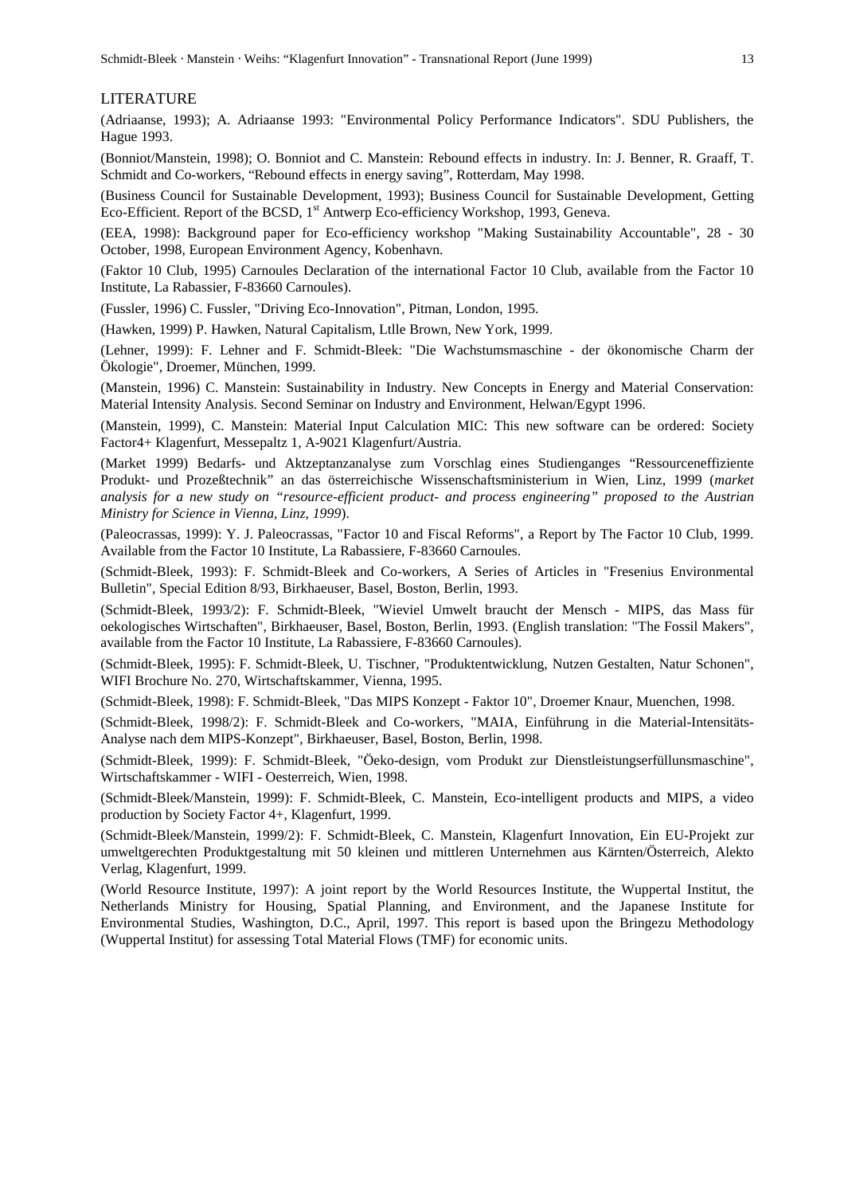## LITERATURE

(Adriaanse, 1993); A. Adriaanse 1993: "Environmental Policy Performance Indicators". SDU Publishers, the Hague 1993.

(Bonniot/Manstein, 1998); O. Bonniot and C. Manstein: Rebound effects in industry. In: J. Benner, R. Graaff, T. Schmidt and Co-workers, "Rebound effects in energy saving", Rotterdam, May 1998.

(Business Council for Sustainable Development, 1993); Business Council for Sustainable Development, Getting Eco-Efficient. Report of the BCSD, 1st Antwerp Eco-efficiency Workshop, 1993, Geneva.

(EEA, 1998): Background paper for Eco-efficiency workshop "Making Sustainability Accountable", 28 - 30 October, 1998, European Environment Agency, Kobenhavn.

(Faktor 10 Club, 1995) Carnoules Declaration of the international Factor 10 Club, available from the Factor 10 Institute, La Rabassier, F-83660 Carnoules).

(Fussler, 1996) C. Fussler, "Driving Eco-Innovation", Pitman, London, 1995.

(Hawken, 1999) P. Hawken, Natural Capitalism, Ltlle Brown, New York, 1999.

(Lehner, 1999): F. Lehner and F. Schmidt-Bleek: "Die Wachstumsmaschine - der ökonomische Charm der Ökologie", Droemer, München, 1999.

(Manstein, 1996) C. Manstein: Sustainability in Industry. New Concepts in Energy and Material Conservation: Material Intensity Analysis. Second Seminar on Industry and Environment, Helwan/Egypt 1996.

(Manstein, 1999), C. Manstein: Material Input Calculation MIC: This new software can be ordered: Society Factor4+ Klagenfurt, Messepaltz 1, A-9021 Klagenfurt/Austria.

(Market 1999) Bedarfs- und Aktzeptanzanalyse zum Vorschlag eines Studienganges "Ressourceneffiziente Produkt- und Prozeßtechnik" an das österreichische Wissenschaftsministerium in Wien, Linz, 1999 (*market analysis for a new study on "resource-efficient product- and process engineering" proposed to the Austrian Ministry for Science in Vienna, Linz, 1999*).

(Paleocrassas, 1999): Y. J. Paleocrassas, "Factor 10 and Fiscal Reforms", a Report by The Factor 10 Club, 1999. Available from the Factor 10 Institute, La Rabassiere, F-83660 Carnoules.

(Schmidt-Bleek, 1993): F. Schmidt-Bleek and Co-workers, A Series of Articles in "Fresenius Environmental Bulletin", Special Edition 8/93, Birkhaeuser, Basel, Boston, Berlin, 1993.

(Schmidt-Bleek, 1993/2): F. Schmidt-Bleek, "Wieviel Umwelt braucht der Mensch - MIPS, das Mass für oekologisches Wirtschaften", Birkhaeuser, Basel, Boston, Berlin, 1993. (English translation: "The Fossil Makers", available from the Factor 10 Institute, La Rabassiere, F-83660 Carnoules).

(Schmidt-Bleek, 1995): F. Schmidt-Bleek, U. Tischner, "Produktentwicklung, Nutzen Gestalten, Natur Schonen", WIFI Brochure No. 270, Wirtschaftskammer, Vienna, 1995.

(Schmidt-Bleek, 1998): F. Schmidt-Bleek, "Das MIPS Konzept - Faktor 10", Droemer Knaur, Muenchen, 1998.

(Schmidt-Bleek, 1998/2): F. Schmidt-Bleek and Co-workers, "MAIA, Einführung in die Material-Intensitäts-Analyse nach dem MIPS-Konzept", Birkhaeuser, Basel, Boston, Berlin, 1998.

(Schmidt-Bleek, 1999): F. Schmidt-Bleek, "Öeko-design, vom Produkt zur Dienstleistungserfüllunsmaschine", Wirtschaftskammer - WIFI - Oesterreich, Wien, 1998.

(Schmidt-Bleek/Manstein, 1999): F. Schmidt-Bleek, C. Manstein, Eco-intelligent products and MIPS, a video production by Society Factor 4+, Klagenfurt, 1999.

(Schmidt-Bleek/Manstein, 1999/2): F. Schmidt-Bleek, C. Manstein, Klagenfurt Innovation, Ein EU-Projekt zur umweltgerechten Produktgestaltung mit 50 kleinen und mittleren Unternehmen aus Kärnten/Österreich, Alekto Verlag, Klagenfurt, 1999.

(World Resource Institute, 1997): A joint report by the World Resources Institute, the Wuppertal Institut, the Netherlands Ministry for Housing, Spatial Planning, and Environment, and the Japanese Institute for Environmental Studies, Washington, D.C., April, 1997. This report is based upon the Bringezu Methodology (Wuppertal Institut) for assessing Total Material Flows (TMF) for economic units.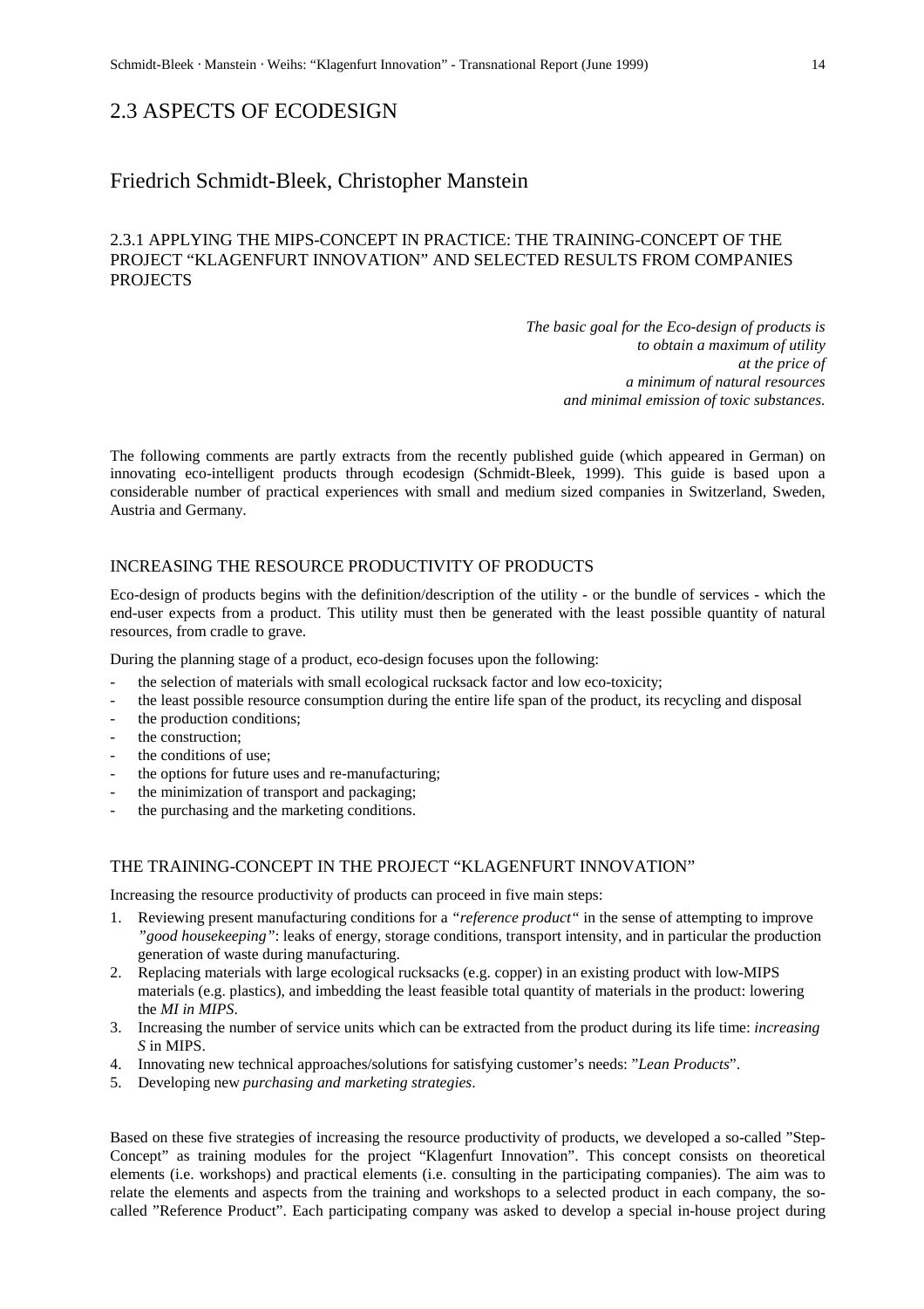## 2.3 ASPECTS OF ECODESIGN

## Friedrich Schmidt-Bleek, Christopher Manstein

### 2.3.1 APPLYING THE MIPS-CONCEPT IN PRACTICE: THE TRAINING-CONCEPT OF THE PROJECT “KLAGENFURT INNOVATION” AND SELECTED RESULTS FROM COMPANIES PROJECTS

*The basic goal for the Eco-design of products is*
*to obtain a maximum of utility*
*at the price of*
*a minimum of natural resources*
*and minimal emission of toxic substances.*

The following comments are partly extracts from the recently published guide (which appeared in German) on innovating eco-intelligent products through ecodesign (Schmidt-Bleek, 1999). This guide is based upon a considerable number of practical experiences with small and medium sized companies in Switzerland, Sweden, Austria and Germany.

#### INCREASING THE RESOURCE PRODUCTIVITY OF PRODUCTS

Eco-design of products begins with the definition/description of the utility - or the bundle of services - which the end-user expects from a product. This utility must then be generated with the least possible quantity of natural resources, from cradle to grave.

During the planning stage of a product, eco-design focuses upon the following:

- the selection of materials with small ecological rucksack factor and low eco-toxicity;
- the least possible resource consumption during the entire life span of the product, its recycling and disposal
- the production conditions;
- the construction;
- the conditions of use;
- the options for future uses and re-manufacturing;
- the minimization of transport and packaging;
- the purchasing and the marketing conditions.

#### THE TRAINING-CONCEPT IN THE PROJECT “KLAGENFURT INNOVATION”

Increasing the resource productivity of products can proceed in five main steps:

1. Reviewing present manufacturing conditions for a *“reference product“* in the sense of attempting to improve *”good housekeeping”*: leaks of energy, storage conditions, transport intensity, and in particular the production generation of waste during manufacturing.
2. Replacing materials with large ecological rucksacks (e.g. copper) in an existing product with low-MIPS materials (e.g. plastics), and imbedding the least feasible total quantity of materials in the product: lowering the *MI in MIPS*.
3. Increasing the number of service units which can be extracted from the product during its life time: *increasing S* in MIPS.
4. Innovating new technical approaches/solutions for satisfying customer’s needs: ”*Lean Products*”.
5. Developing new *purchasing and marketing strategies*.

Based on these five strategies of increasing the resource productivity of products, we developed a so-called ”Step-Concept” as training modules for the project “Klagenfurt Innovation”. This concept consists on theoretical elements (i.e. workshops) and practical elements (i.e. consulting in the participating companies). The aim was to relate the elements and aspects from the training and workshops to a selected product in each company, the so-called ”Reference Product”. Each participating company was asked to develop a special in-house project during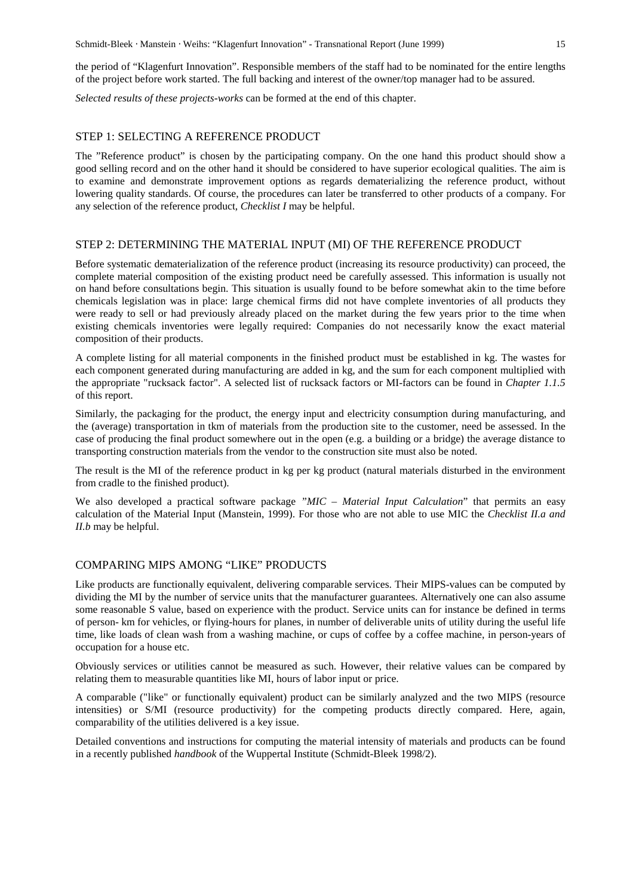the period of "Klagenfurt Innovation". Responsible members of the staff had to be nominated for the entire lengths of the project before work started. The full backing and interest of the owner/top manager had to be assured.

*Selected results of these projects-works* can be formed at the end of this chapter.

## STEP 1: SELECTING A REFERENCE PRODUCT

The "Reference product" is chosen by the participating company. On the one hand this product should show a good selling record and on the other hand it should be considered to have superior ecological qualities. The aim is to examine and demonstrate improvement options as regards dematerializing the reference product, without lowering quality standards. Of course, the procedures can later be transferred to other products of a company. For any selection of the reference product, *Checklist I* may be helpful.

## STEP 2: DETERMINING THE MATERIAL INPUT (MI) OF THE REFERENCE PRODUCT

Before systematic dematerialization of the reference product (increasing its resource productivity) can proceed, the complete material composition of the existing product need be carefully assessed. This information is usually not on hand before consultations begin. This situation is usually found to be before somewhat akin to the time before chemicals legislation was in place: large chemical firms did not have complete inventories of all products they were ready to sell or had previously already placed on the market during the few years prior to the time when existing chemicals inventories were legally required: Companies do not necessarily know the exact material composition of their products.

A complete listing for all material components in the finished product must be established in kg. The wastes for each component generated during manufacturing are added in kg, and the sum for each component multiplied with the appropriate "rucksack factor". A selected list of rucksack factors or MI-factors can be found in *Chapter 1.1.5* of this report.

Similarly, the packaging for the product, the energy input and electricity consumption during manufacturing, and the (average) transportation in tkm of materials from the production site to the customer, need be assessed. In the case of producing the final product somewhere out in the open (e.g. a building or a bridge) the average distance to transporting construction materials from the vendor to the construction site must also be noted.

The result is the MI of the reference product in kg per kg product (natural materials disturbed in the environment from cradle to the finished product).

We also developed a practical software package "*MIC – Material Input Calculation*" that permits an easy calculation of the Material Input (Manstein, 1999). For those who are not able to use MIC the *Checklist II.a and II.b* may be helpful.

## COMPARING MIPS AMONG "LIKE" PRODUCTS

Like products are functionally equivalent, delivering comparable services. Their MIPS-values can be computed by dividing the MI by the number of service units that the manufacturer guarantees. Alternatively one can also assume some reasonable S value, based on experience with the product. Service units can for instance be defined in terms of person- km for vehicles, or flying-hours for planes, in number of deliverable units of utility during the useful life time, like loads of clean wash from a washing machine, or cups of coffee by a coffee machine, in person-years of occupation for a house etc.

Obviously services or utilities cannot be measured as such. However, their relative values can be compared by relating them to measurable quantities like MI, hours of labor input or price.

A comparable ("like" or functionally equivalent) product can be similarly analyzed and the two MIPS (resource intensities) or S/MI (resource productivity) for the competing products directly compared. Here, again, comparability of the utilities delivered is a key issue.

Detailed conventions and instructions for computing the material intensity of materials and products can be found in a recently published *handbook* of the Wuppertal Institute (Schmidt-Bleek 1998/2).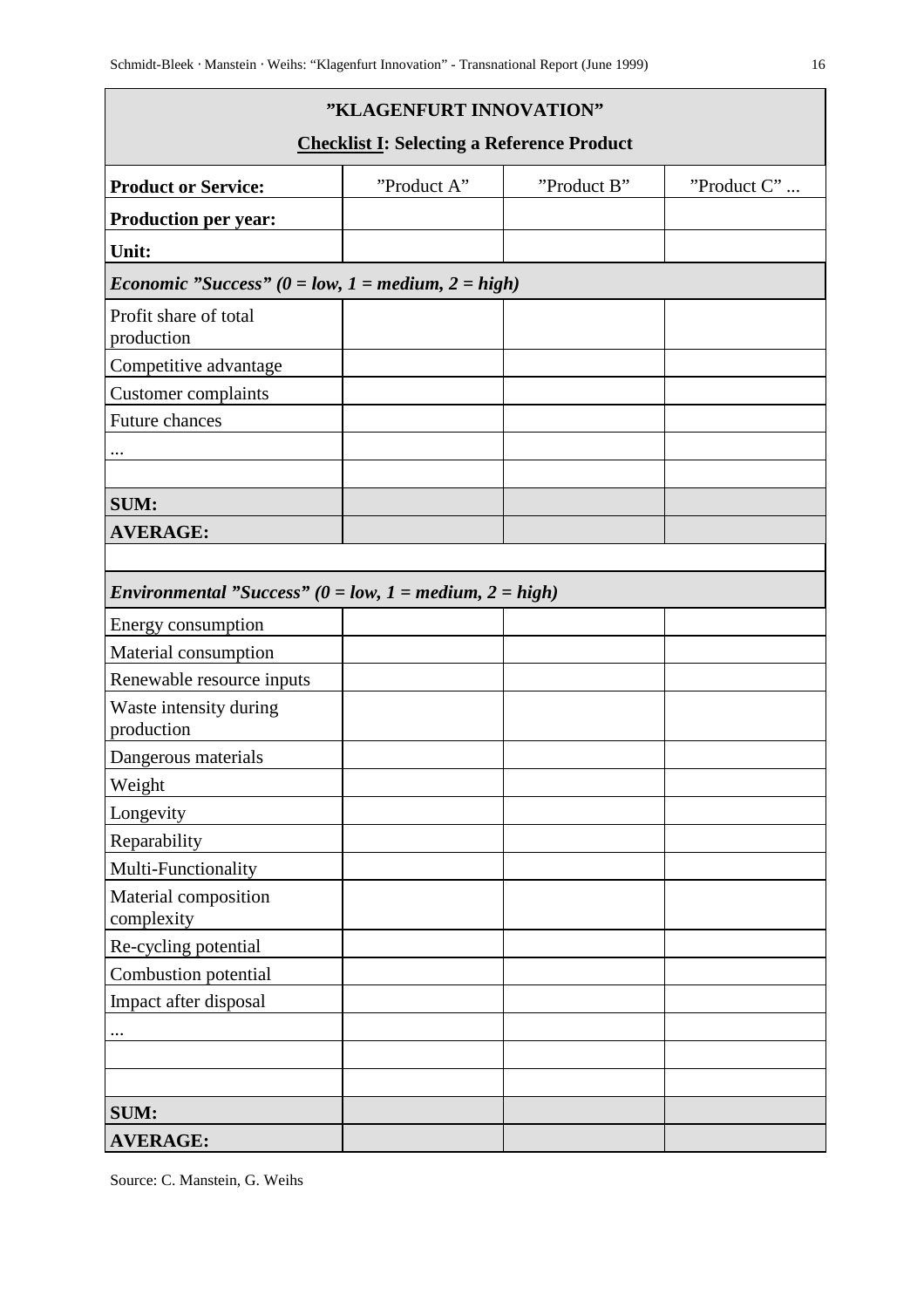| ”KLAGENFURT INNOVATION” **Checklist I: Selecting a Reference Product** | | | |
|---|---|---|---|
| **Product or Service:** | ”Product A” | ”Product B” | ”Product C” ... |
| **Production per year:** | | | |
| **Unit:** | | | |
| ***Economic ”Success” (0 = low, 1 = medium, 2 = high)*** | | | |
| Profit share of total production | | | |
| Competitive advantage | | | |
| Customer complaints | | | |
| Future chances | | | |
| ... | | | |
| | | | |
| **SUM:** | | | |
| **AVERAGE:** | | | |
| | | | |
| ***Environmental ”Success” (0 = low, 1 = medium, 2 = high)*** | | | |
| Energy consumption | | | |
| Material consumption | | | |
| Renewable resource inputs | | | |
| Waste intensity during production | | | |
| Dangerous materials | | | |
| Weight | | | |
| Longevity | | | |
| Reparability | | | |
| Multi-Functionality | | | |
| Material composition complexity | | | |
| Re-cycling potential | | | |
| Combustion potential | | | |
| Impact after disposal | | | |
| ... | | | |
| | | | |
| | | | |
| **SUM:** | | | |
| **AVERAGE:** | | | |

Source: C. Manstein, G. Weihs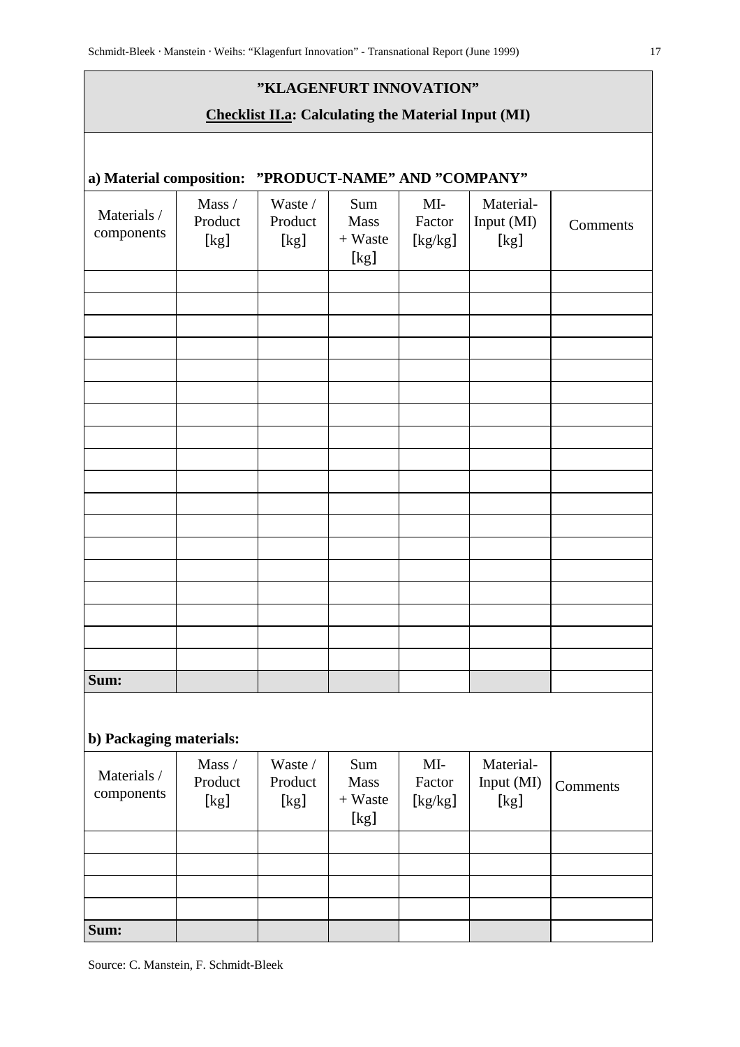# "KLAGENFURT INNOVATION"

## Checklist II.a: Calculating the Material Input (MI)

### a) Material composition: "PRODUCT-NAME" AND "COMPANY"

| Materials / components | Mass / Product [kg] | Waste / Product [kg] | Sum Mass + Waste [kg] | MI-Factor [kg/kg] | Material-Input (MI) [kg] | Comments |
|---|---|---|---|---|---|---|
| | | | | | | |
| | | | | | | |
| | | | | | | |
| | | | | | | |
| | | | | | | |
| | | | | | | |
| | | | | | | |
| | | | | | | |
| | | | | | | |
| | | | | | | |
| | | | | | | |
| | | | | | | |
| | | | | | | |
| | | | | | | |
| | | | | | | |
| | | | | | | |
| | | | | | | |
| | | | | | | |
| **Sum:** | | | | | | |

### b) Packaging materials:

| Materials / components | Mass / Product [kg] | Waste / Product [kg] | Sum Mass + Waste [kg] | MI-Factor [kg/kg] | Material-Input (MI) [kg] | Comments |
|---|---|---|---|---|---|---|
| | | | | | | |
| | | | | | | |
| | | | | | | |
| | | | | | | |
| **Sum:** | | | | | | |

Source: C. Manstein, F. Schmidt-Bleek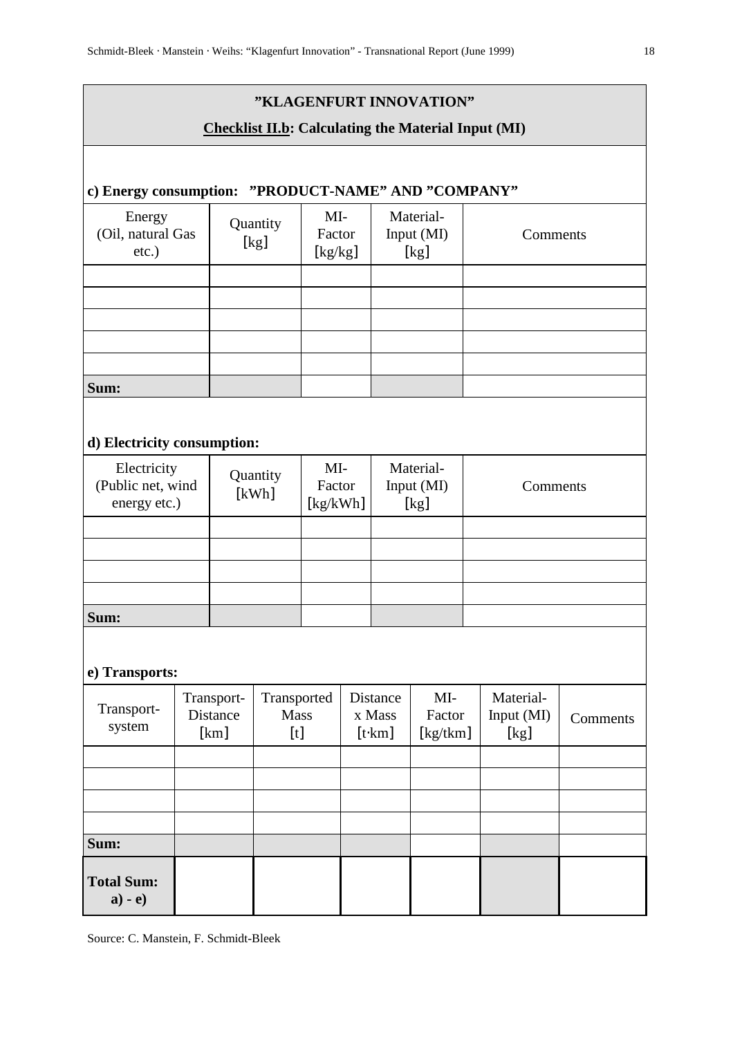# "KLAGENFURT INNOVATION"

## Checklist II.b: Calculating the Material Input (MI)

### c) Energy consumption: "PRODUCT-NAME" AND "COMPANY"

| Energy (Oil, natural Gas etc.) | Quantity [kg] | MI-Factor [kg/kg] | Material-Input (MI) [kg] | Comments |
|---|---|---|---|---|
| | | | | |
| | | | | |
| | | | | |
| | | | | |
| | | | | |
| **Sum:** | | | | |

### d) Electricity consumption:

| Electricity (Public net, wind energy etc.) | Quantity [kWh] | MI-Factor [kg/kWh] | Material-Input (MI) [kg] | Comments |
|---|---|---|---|---|
| | | | | |
| | | | | |
| | | | | |
| | | | | |
| **Sum:** | | | | |

### e) Transports:

| Transport-system | Transport-Distance [km] | Transported Mass [t] | Distance x Mass [t·km] | MI-Factor [kg/tkm] | Material-Input (MI) [kg] | Comments |
|---|---|---|---|---|---|---|
| | | | | | | |
| | | | | | | |
| | | | | | | |
| | | | | | | |
| **Sum:** | | | | | | |
| **Total Sum: a) - e)** | | | | | | |

Source: C. Manstein, F. Schmidt-Bleek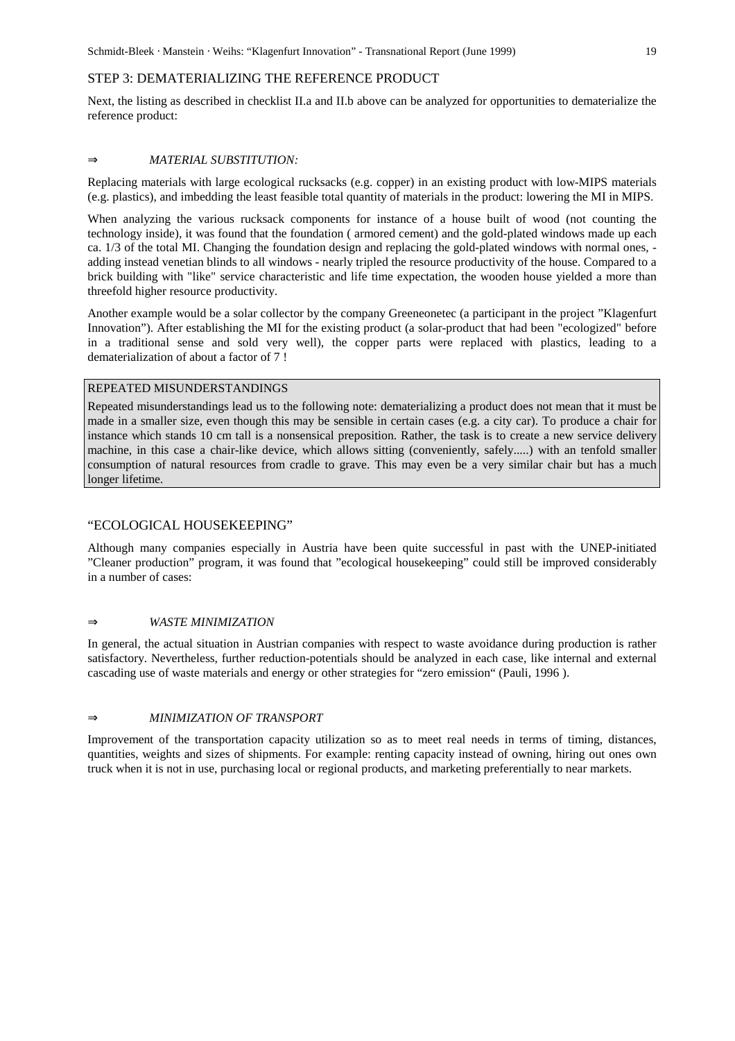## STEP 3: DEMATERIALIZING THE REFERENCE PRODUCT

Next, the listing as described in checklist II.a and II.b above can be analyzed for opportunities to dematerialize the reference product:

⇒ *MATERIAL SUBSTITUTION:*

Replacing materials with large ecological rucksacks (e.g. copper) in an existing product with low-MIPS materials (e.g. plastics), and imbedding the least feasible total quantity of materials in the product: lowering the MI in MIPS.

When analyzing the various rucksack components for instance of a house built of wood (not counting the technology inside), it was found that the foundation ( armored cement) and the gold-plated windows made up each ca. 1/3 of the total MI. Changing the foundation design and replacing the gold-plated windows with normal ones, - adding instead venetian blinds to all windows - nearly tripled the resource productivity of the house. Compared to a brick building with "like" service characteristic and life time expectation, the wooden house yielded a more than threefold higher resource productivity.

Another example would be a solar collector by the company Greeneonetec (a participant in the project "Klagenfurt Innovation"). After establishing the MI for the existing product (a solar-product that had been "ecologized" before in a traditional sense and sold very well), the copper parts were replaced with plastics, leading to a dematerialization of about a factor of 7 !

> REPEATED MISUNDERSTANDINGS
>
> Repeated misunderstandings lead us to the following note: dematerializing a product does not mean that it must be made in a smaller size, even though this may be sensible in certain cases (e.g. a city car). To produce a chair for instance which stands 10 cm tall is a nonsensical preposition. Rather, the task is to create a new service delivery machine, in this case a chair-like device, which allows sitting (conveniently, safely.....) with an tenfold smaller consumption of natural resources from cradle to grave. This may even be a very similar chair but has a much longer lifetime.

## "ECOLOGICAL HOUSEKEEPING"

Although many companies especially in Austria have been quite successful in past with the UNEP-initiated "Cleaner production" program, it was found that "ecological housekeeping" could still be improved considerably in a number of cases:

⇒ *WASTE MINIMIZATION*

In general, the actual situation in Austrian companies with respect to waste avoidance during production is rather satisfactory. Nevertheless, further reduction-potentials should be analyzed in each case, like internal and external cascading use of waste materials and energy or other strategies for "zero emission" (Pauli, 1996 ).

⇒ *MINIMIZATION OF TRANSPORT*

Improvement of the transportation capacity utilization so as to meet real needs in terms of timing, distances, quantities, weights and sizes of shipments. For example: renting capacity instead of owning, hiring out ones own truck when it is not in use, purchasing local or regional products, and marketing preferentially to near markets.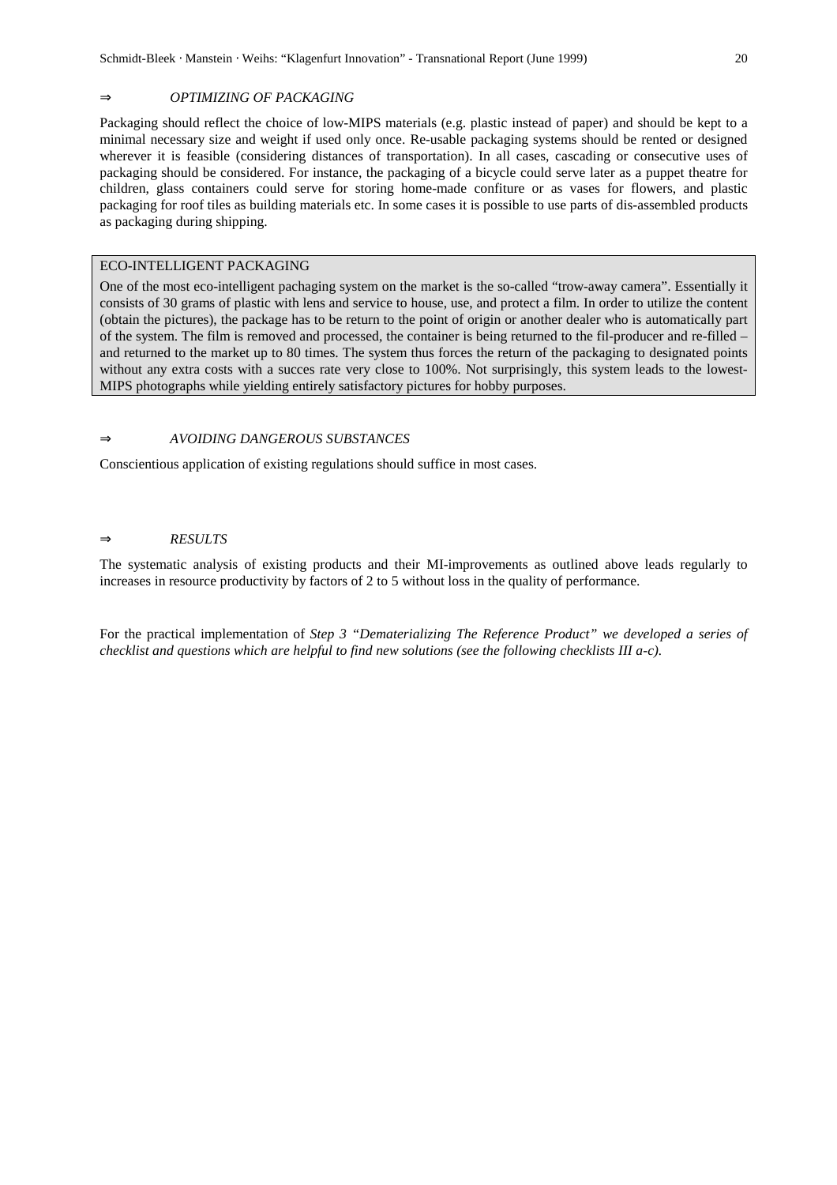### ⇒ *OPTIMIZING OF PACKAGING*

Packaging should reflect the choice of low-MIPS materials (e.g. plastic instead of paper) and should be kept to a minimal necessary size and weight if used only once. Re-usable packaging systems should be rented or designed wherever it is feasible (considering distances of transportation). In all cases, cascading or consecutive uses of packaging should be considered. For instance, the packaging of a bicycle could serve later as a puppet theatre for children, glass containers could serve for storing home-made confiture or as vases for flowers, and plastic packaging for roof tiles as building materials etc. In some cases it is possible to use parts of dis-assembled products as packaging during shipping.

> ECO-INTELLIGENT PACKAGING
>
> One of the most eco-intelligent pachaging system on the market is the so-called "trow-away camera". Essentially it consists of 30 grams of plastic with lens and service to house, use, and protect a film. In order to utilize the content (obtain the pictures), the package has to be return to the point of origin or another dealer who is automatically part of the system. The film is removed and processed, the container is being returned to the fil-producer and re-filled – and returned to the market up to 80 times. The system thus forces the return of the packaging to designated points without any extra costs with a succes rate very close to 100%. Not surprisingly, this system leads to the lowest-MIPS photographs while yielding entirely satisfactory pictures for hobby purposes.

### ⇒ *AVOIDING DANGEROUS SUBSTANCES*

Conscientious application of existing regulations should suffice in most cases.

### ⇒ *RESULTS*

The systematic analysis of existing products and their MI-improvements as outlined above leads regularly to increases in resource productivity by factors of 2 to 5 without loss in the quality of performance.

For the practical implementation of *Step 3 "Dematerializing The Reference Product" we developed a series of checklist and questions which are helpful to find new solutions (see the following checklists III a-c).*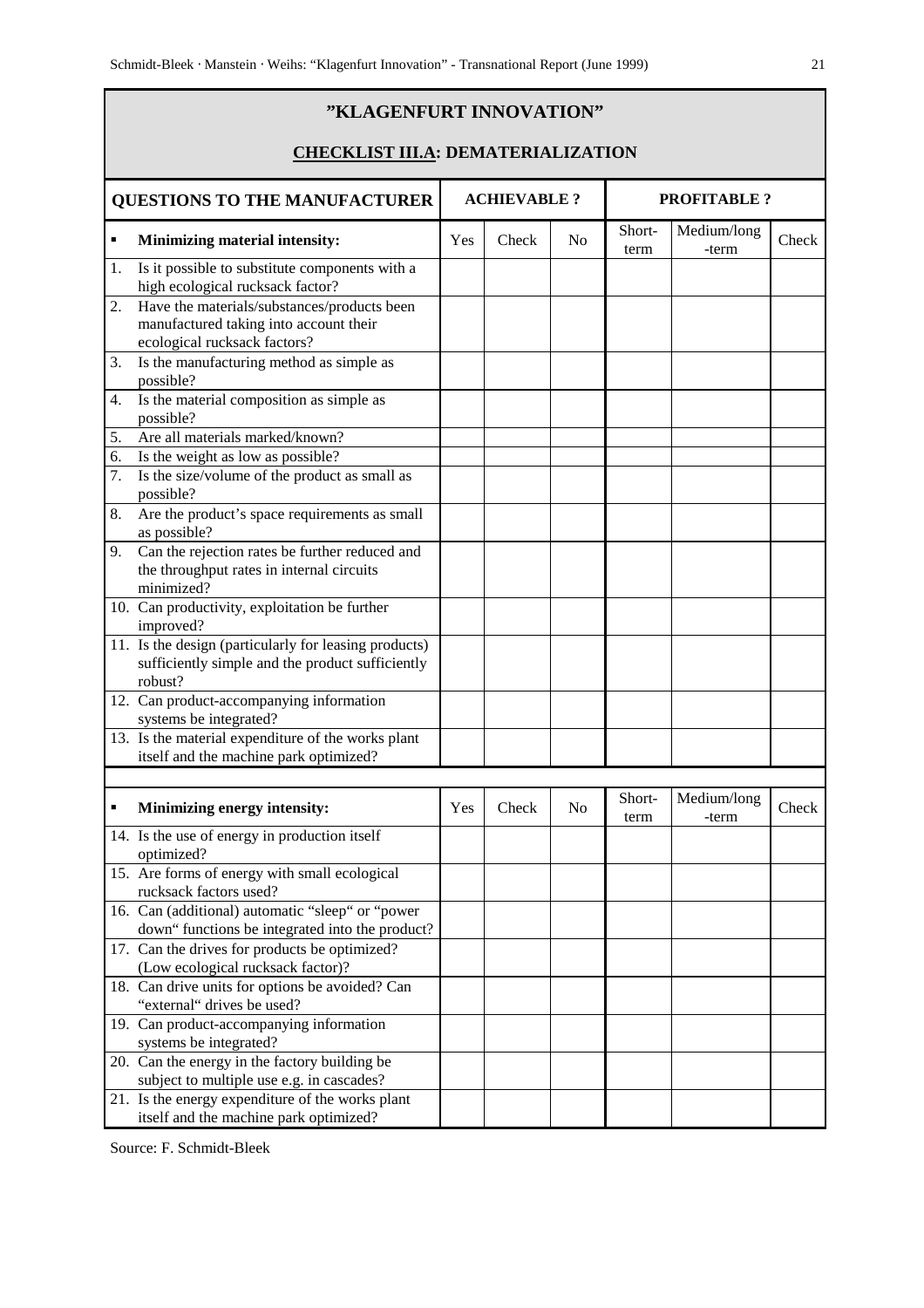# "KLAGENFURT INNOVATION"

## CHECKLIST III.A: DEMATERIALIZATION

| QUESTIONS TO THE MANUFACTURER | ACHIEVABLE ? | | | PROFITABLE ? | | |
|---|---|---|---|---|---|---|
| ▪ **Minimizing material intensity:** | Yes | Check | No | Short-term | Medium/long-term | Check |
| 1. Is it possible to substitute components with a high ecological rucksack factor? | | | | | | |
| 2. Have the materials/substances/products been manufactured taking into account their ecological rucksack factors? | | | | | | |
| 3. Is the manufacturing method as simple as possible? | | | | | | |
| 4. Is the material composition as simple as possible? | | | | | | |
| 5. Are all materials marked/known? | | | | | | |
| 6. Is the weight as low as possible? | | | | | | |
| 7. Is the size/volume of the product as small as possible? | | | | | | |
| 8. Are the product's space requirements as small as possible? | | | | | | |
| 9. Can the rejection rates be further reduced and the throughput rates in internal circuits minimized? | | | | | | |
| 10. Can productivity, exploitation be further improved? | | | | | | |
| 11. Is the design (particularly for leasing products) sufficiently simple and the product sufficiently robust? | | | | | | |
| 12. Can product-accompanying information systems be integrated? | | | | | | |
| 13. Is the material expenditure of the works plant itself and the machine park optimized? | | | | | | |
| | | | | | | |
| ▪ **Minimizing energy intensity:** | Yes | Check | No | Short-term | Medium/long-term | Check |
| 14. Is the use of energy in production itself optimized? | | | | | | |
| 15. Are forms of energy with small ecological rucksack factors used? | | | | | | |
| 16. Can (additional) automatic "sleep" or "power down" functions be integrated into the product? | | | | | | |
| 17. Can the drives for products be optimized? (Low ecological rucksack factor)? | | | | | | |
| 18. Can drive units for options be avoided? Can "external" drives be used? | | | | | | |
| 19. Can product-accompanying information systems be integrated? | | | | | | |
| 20. Can the energy in the factory building be subject to multiple use e.g. in cascades? | | | | | | |
| 21. Is the energy expenditure of the works plant itself and the machine park optimized? | | | | | | |

Source: F. Schmidt-Bleek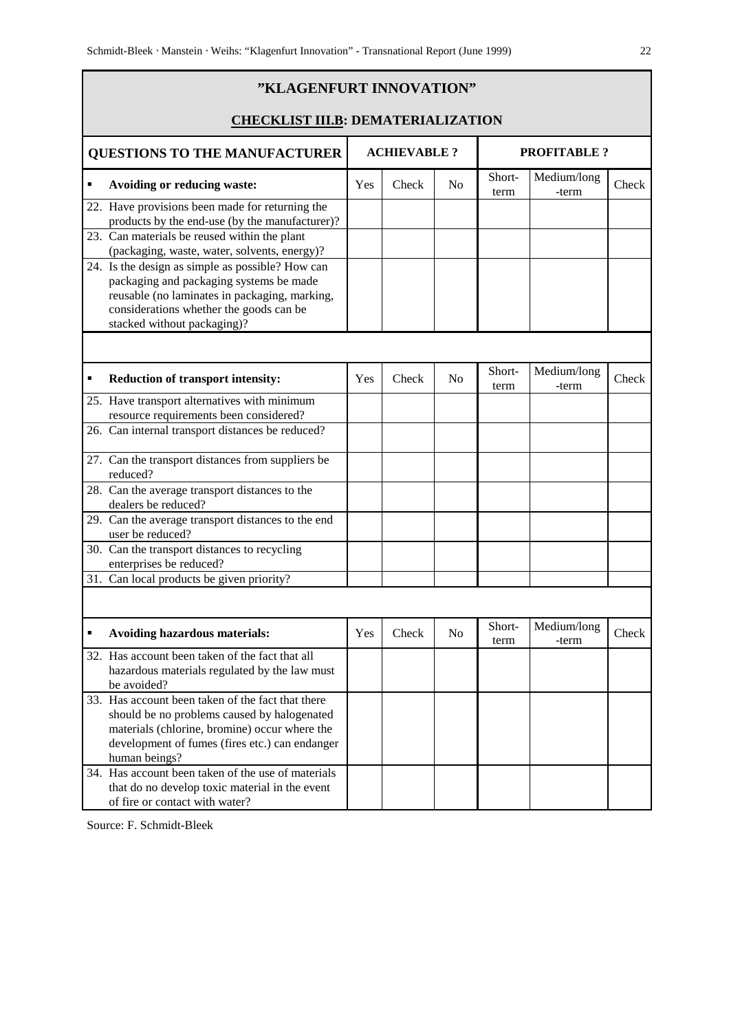# "KLAGENFURT INNOVATION"

## CHECKLIST III.B: DEMATERIALIZATION

| QUESTIONS TO THE MANUFACTURER | ACHIEVABLE ? | | | PROFITABLE ? | | |
|---|---|---|---|---|---|---|
| ▪ **Avoiding or reducing waste:** | Yes | Check | No | Short-term | Medium/long-term | Check |
| 22. Have provisions been made for returning the products by the end-use (by the manufacturer)? | | | | | | |
| 23. Can materials be reused within the plant (packaging, waste, water, solvents, energy)? | | | | | | |
| 24. Is the design as simple as possible? How can packaging and packaging systems be made reusable (no laminates in packaging, marking, considerations whether the goods can be stacked without packaging)? | | | | | | |
| | | | | | | |
| ▪ **Reduction of transport intensity:** | Yes | Check | No | Short-term | Medium/long-term | Check |
| 25. Have transport alternatives with minimum resource requirements been considered? | | | | | | |
| 26. Can internal transport distances be reduced? | | | | | | |
| 27. Can the transport distances from suppliers be reduced? | | | | | | |
| 28. Can the average transport distances to the dealers be reduced? | | | | | | |
| 29. Can the average transport distances to the end user be reduced? | | | | | | |
| 30. Can the transport distances to recycling enterprises be reduced? | | | | | | |
| 31. Can local products be given priority? | | | | | | |
| | | | | | | |
| ▪ **Avoiding hazardous materials:** | Yes | Check | No | Short-term | Medium/long-term | Check |
| 32. Has account been taken of the fact that all hazardous materials regulated by the law must be avoided? | | | | | | |
| 33. Has account been taken of the fact that there should be no problems caused by halogenated materials (chlorine, bromine) occur where the development of fumes (fires etc.) can endanger human beings? | | | | | | |
| 34. Has account been taken of the use of materials that do no develop toxic material in the event of fire or contact with water? | | | | | | |

Source: F. Schmidt-Bleek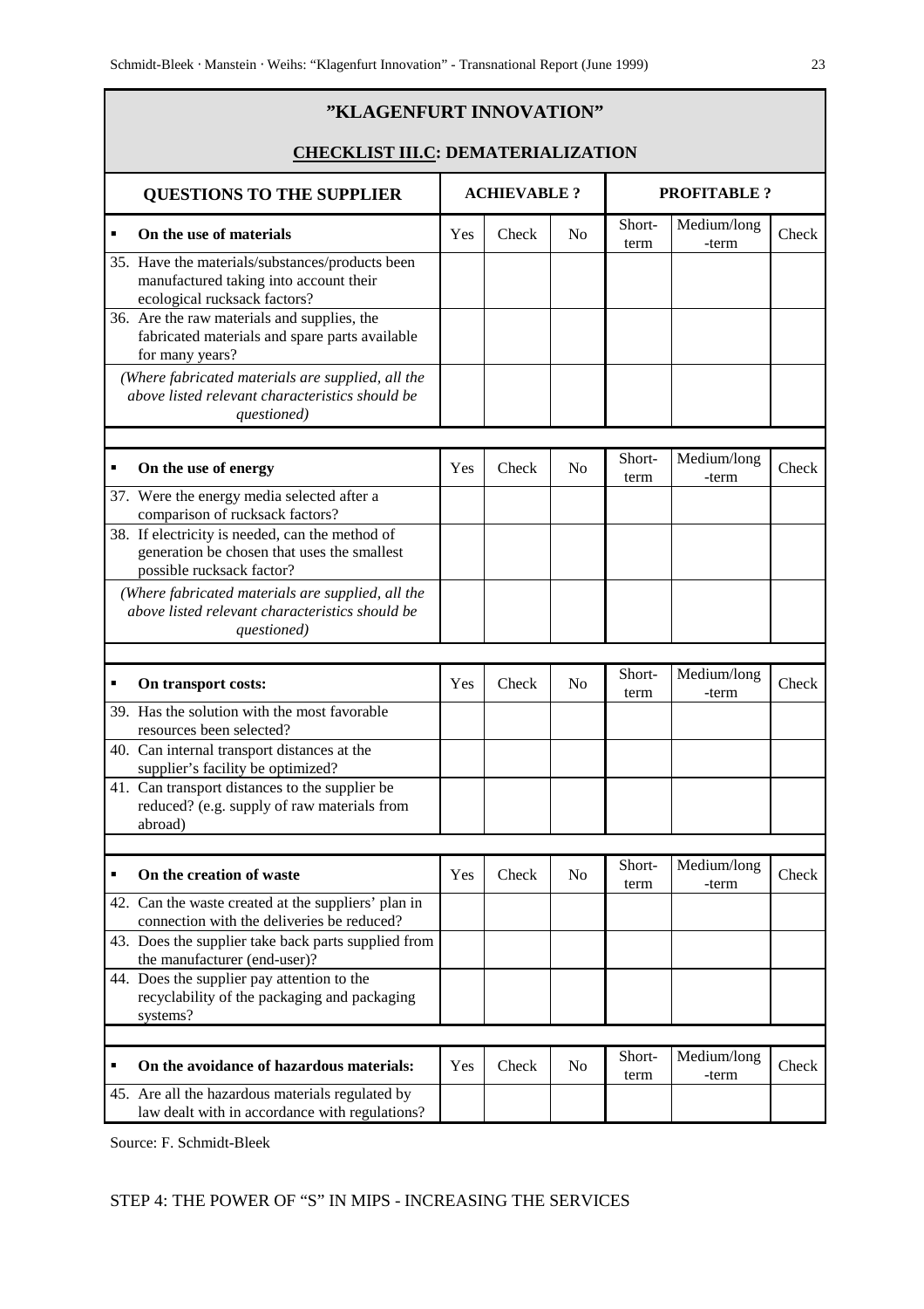| "KLAGENFURT INNOVATION" | | | | | | |
|---|---|---|---|---|---|---|
| **CHECKLIST III.C: DEMATERIALIZATION** | | | | | | |
| **QUESTIONS TO THE SUPPLIER** | **ACHIEVABLE ?** | | | **PROFITABLE ?** | | |
| ▪ **On the use of materials** | Yes | Check | No | Short-term | Medium/long -term | Check |
| 35. Have the materials/substances/products been manufactured taking into account their ecological rucksack factors? | | | | | | |
| 36. Are the raw materials and supplies, the fabricated materials and spare parts available for many years? | | | | | | |
| *(Where fabricated materials are supplied, all the above listed relevant characteristics should be questioned)* | | | | | | |
| ▪ **On the use of energy** | Yes | Check | No | Short-term | Medium/long -term | Check |
| 37. Were the energy media selected after a comparison of rucksack factors? | | | | | | |
| 38. If electricity is needed, can the method of generation be chosen that uses the smallest possible rucksack factor? | | | | | | |
| *(Where fabricated materials are supplied, all the above listed relevant characteristics should be questioned)* | | | | | | |
| ▪ **On transport costs:** | Yes | Check | No | Short-term | Medium/long -term | Check |
| 39. Has the solution with the most favorable resources been selected? | | | | | | |
| 40. Can internal transport distances at the supplier's facility be optimized? | | | | | | |
| 41. Can transport distances to the supplier be reduced? (e.g. supply of raw materials from abroad) | | | | | | |
| ▪ **On the creation of waste** | Yes | Check | No | Short-term | Medium/long -term | Check |
| 42. Can the waste created at the suppliers' plan in connection with the deliveries be reduced? | | | | | | |
| 43. Does the supplier take back parts supplied from the manufacturer (end-user)? | | | | | | |
| 44. Does the supplier pay attention to the recyclability of the packaging and packaging systems? | | | | | | |
| ▪ **On the avoidance of hazardous materials:** | Yes | Check | No | Short-term | Medium/long -term | Check |
| 45. Are all the hazardous materials regulated by law dealt with in accordance with regulations? | | | | | | |

Source: F. Schmidt-Bleek

STEP 4: THE POWER OF "S" IN MIPS - INCREASING THE SERVICES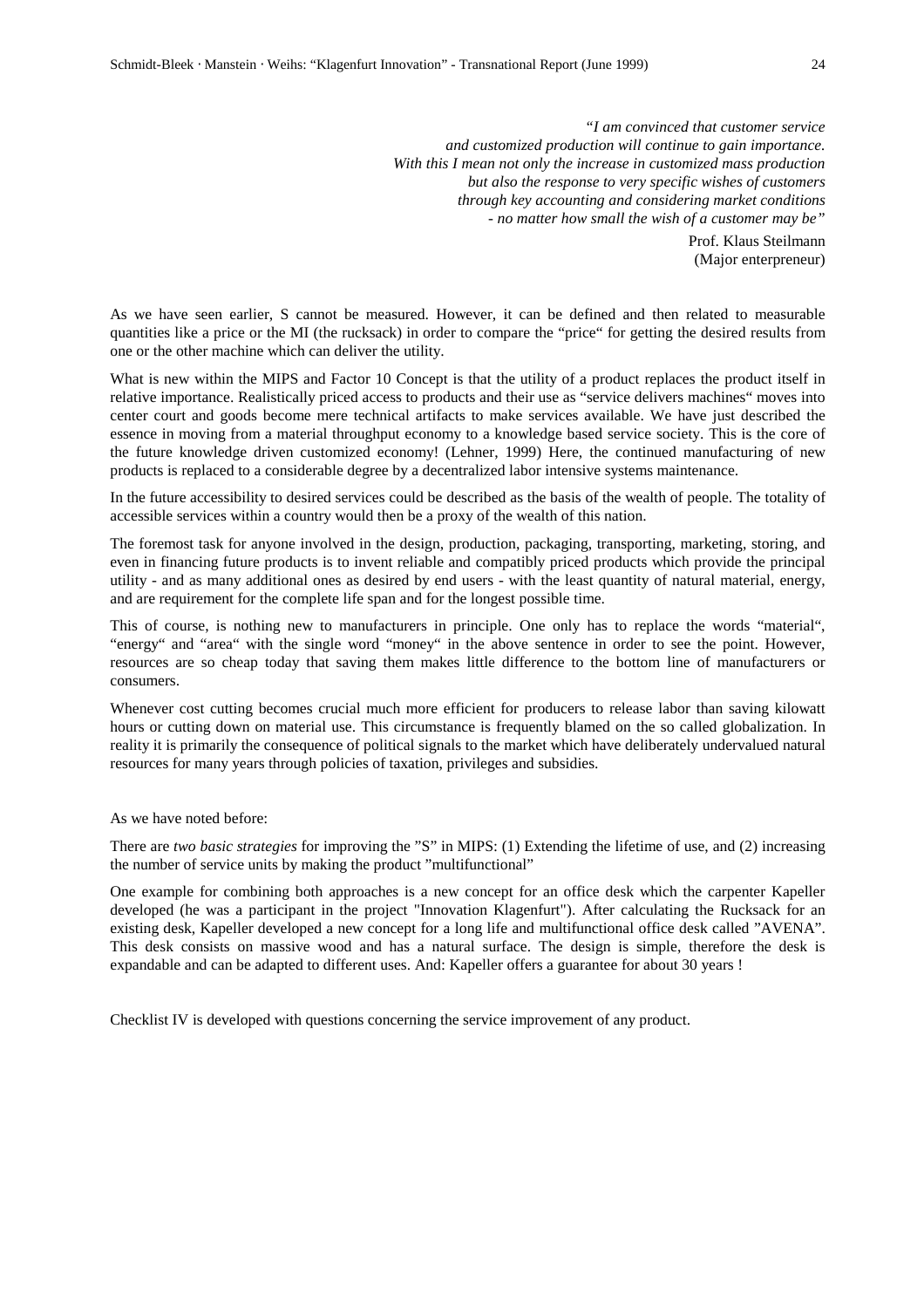*"I am convinced that customer service*
*and customized production will continue to gain importance.*
*With this I mean not only the increase in customized mass production*
*but also the response to very specific wishes of customers*
*through key accounting and considering market conditions*
*- no matter how small the wish of a customer may be"*

Prof. Klaus Steilmann
(Major enterpreneur)

As we have seen earlier, S cannot be measured. However, it can be defined and then related to measurable quantities like a price or the MI (the rucksack) in order to compare the "price" for getting the desired results from one or the other machine which can deliver the utility.

What is new within the MIPS and Factor 10 Concept is that the utility of a product replaces the product itself in relative importance. Realistically priced access to products and their use as "service delivers machines" moves into center court and goods become mere technical artifacts to make services available. We have just described the essence in moving from a material throughput economy to a knowledge based service society. This is the core of the future knowledge driven customized economy! (Lehner, 1999) Here, the continued manufacturing of new products is replaced to a considerable degree by a decentralized labor intensive systems maintenance.

In the future accessibility to desired services could be described as the basis of the wealth of people. The totality of accessible services within a country would then be a proxy of the wealth of this nation.

The foremost task for anyone involved in the design, production, packaging, transporting, marketing, storing, and even in financing future products is to invent reliable and compatibly priced products which provide the principal utility - and as many additional ones as desired by end users - with the least quantity of natural material, energy, and are requirement for the complete life span and for the longest possible time.

This of course, is nothing new to manufacturers in principle. One only has to replace the words "material", "energy" and "area" with the single word "money" in the above sentence in order to see the point. However, resources are so cheap today that saving them makes little difference to the bottom line of manufacturers or consumers.

Whenever cost cutting becomes crucial much more efficient for producers to release labor than saving kilowatt hours or cutting down on material use. This circumstance is frequently blamed on the so called globalization. In reality it is primarily the consequence of political signals to the market which have deliberately undervalued natural resources for many years through policies of taxation, privileges and subsidies.

As we have noted before:

There are *two basic strategies* for improving the "S" in MIPS: (1) Extending the lifetime of use, and (2) increasing the number of service units by making the product "multifunctional"

One example for combining both approaches is a new concept for an office desk which the carpenter Kapeller developed (he was a participant in the project "Innovation Klagenfurt"). After calculating the Rucksack for an existing desk, Kapeller developed a new concept for a long life and multifunctional office desk called "AVENA". This desk consists on massive wood and has a natural surface. The design is simple, therefore the desk is expandable and can be adapted to different uses. And: Kapeller offers a guarantee for about 30 years !

Checklist IV is developed with questions concerning the service improvement of any product.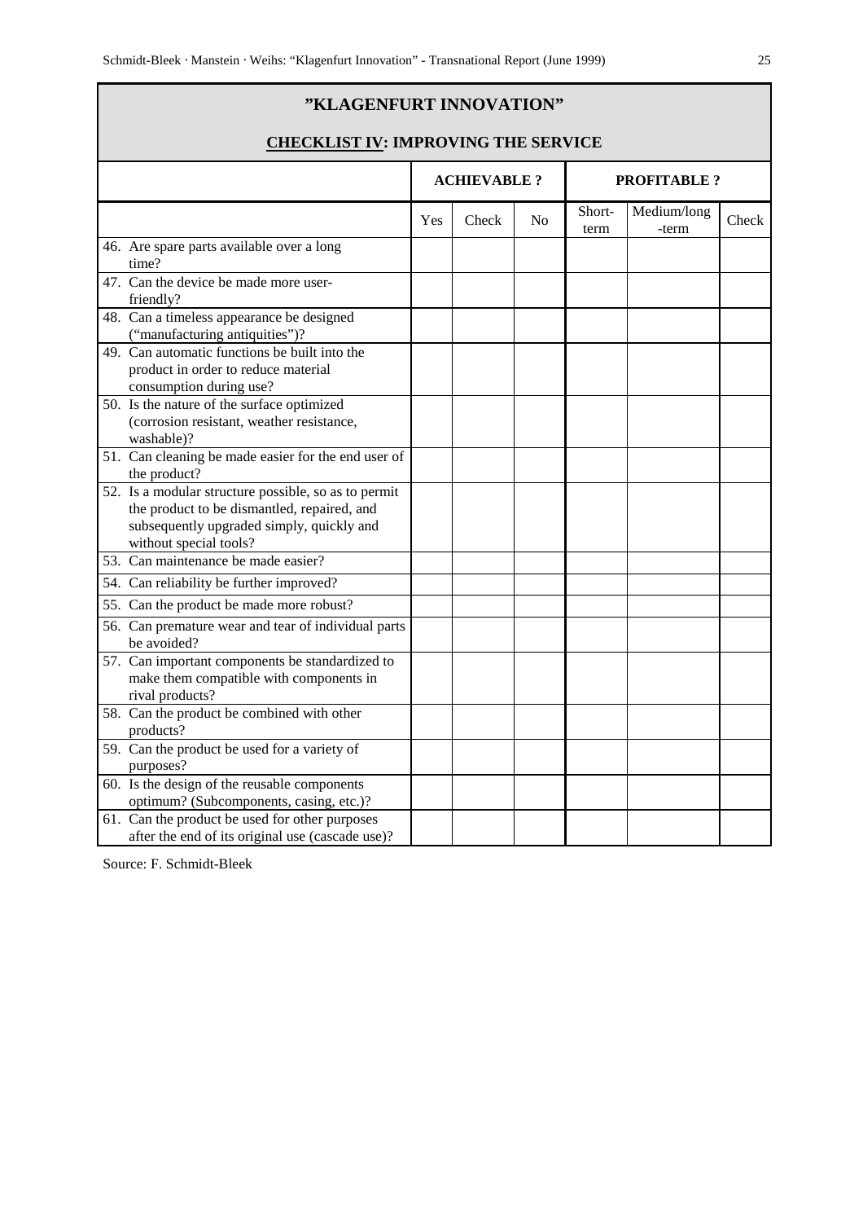## "KLAGENFURT INNOVATION"

### CHECKLIST IV: IMPROVING THE SERVICE

| | ACHIEVABLE ? | | | PROFITABLE ? | | |
|---|---|---|---|---|---|---|
| | Yes | Check | No | Short-term | Medium/long-term | Check |
| 46. Are spare parts available over a long time? | | | | | | |
| 47. Can the device be made more user-friendly? | | | | | | |
| 48. Can a timeless appearance be designed ("manufacturing antiquities")? | | | | | | |
| 49. Can automatic functions be built into the product in order to reduce material consumption during use? | | | | | | |
| 50. Is the nature of the surface optimized (corrosion resistant, weather resistance, washable)? | | | | | | |
| 51. Can cleaning be made easier for the end user of the product? | | | | | | |
| 52. Is a modular structure possible, so as to permit the product to be dismantled, repaired, and subsequently upgraded simply, quickly and without special tools? | | | | | | |
| 53. Can maintenance be made easier? | | | | | | |
| 54. Can reliability be further improved? | | | | | | |
| 55. Can the product be made more robust? | | | | | | |
| 56. Can premature wear and tear of individual parts be avoided? | | | | | | |
| 57. Can important components be standardized to make them compatible with components in rival products? | | | | | | |
| 58. Can the product be combined with other products? | | | | | | |
| 59. Can the product be used for a variety of purposes? | | | | | | |
| 60. Is the design of the reusable components optimum? (Subcomponents, casing, etc.)? | | | | | | |
| 61. Can the product be used for other purposes after the end of its original use (cascade use)? | | | | | | |

Source: F. Schmidt-Bleek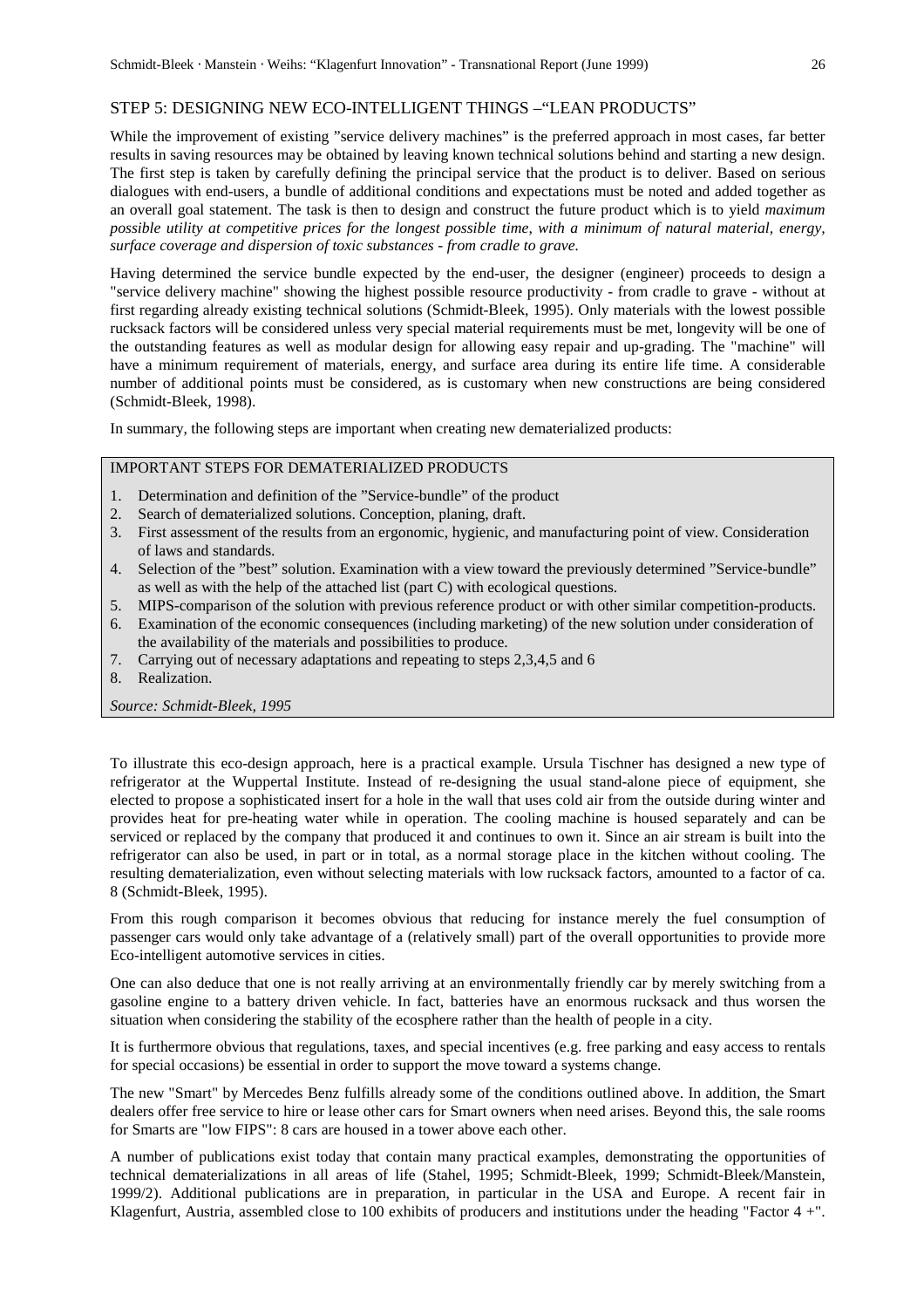## STEP 5: DESIGNING NEW ECO-INTELLIGENT THINGS –"LEAN PRODUCTS"

While the improvement of existing "service delivery machines" is the preferred approach in most cases, far better results in saving resources may be obtained by leaving known technical solutions behind and starting a new design. The first step is taken by carefully defining the principal service that the product is to deliver. Based on serious dialogues with end-users, a bundle of additional conditions and expectations must be noted and added together as an overall goal statement. The task is then to design and construct the future product which is to yield *maximum possible utility at competitive prices for the longest possible time, with a minimum of natural material, energy, surface coverage and dispersion of toxic substances - from cradle to grave.*

Having determined the service bundle expected by the end-user, the designer (engineer) proceeds to design a "service delivery machine" showing the highest possible resource productivity - from cradle to grave - without at first regarding already existing technical solutions (Schmidt-Bleek, 1995). Only materials with the lowest possible rucksack factors will be considered unless very special material requirements must be met, longevity will be one of the outstanding features as well as modular design for allowing easy repair and up-grading. The "machine" will have a minimum requirement of materials, energy, and surface area during its entire life time. A considerable number of additional points must be considered, as is customary when new constructions are being considered (Schmidt-Bleek, 1998).

In summary, the following steps are important when creating new dematerialized products:

> IMPORTANT STEPS FOR DEMATERIALIZED PRODUCTS
>
> 1. Determination and definition of the "Service-bundle" of the product
> 2. Search of dematerialized solutions. Conception, planing, draft.
> 3. First assessment of the results from an ergonomic, hygienic, and manufacturing point of view. Consideration of laws and standards.
> 4. Selection of the "best" solution. Examination with a view toward the previously determined "Service-bundle" as well as with the help of the attached list (part C) with ecological questions.
> 5. MIPS-comparison of the solution with previous reference product or with other similar competition-products.
> 6. Examination of the economic consequences (including marketing) of the new solution under consideration of the availability of the materials and possibilities to produce.
> 7. Carrying out of necessary adaptations and repeating to steps 2,3,4,5 and 6
> 8. Realization.
>
> *Source: Schmidt-Bleek, 1995*

To illustrate this eco-design approach, here is a practical example. Ursula Tischner has designed a new type of refrigerator at the Wuppertal Institute. Instead of re-designing the usual stand-alone piece of equipment, she elected to propose a sophisticated insert for a hole in the wall that uses cold air from the outside during winter and provides heat for pre-heating water while in operation. The cooling machine is housed separately and can be serviced or replaced by the company that produced it and continues to own it. Since an air stream is built into the refrigerator can also be used, in part or in total, as a normal storage place in the kitchen without cooling. The resulting dematerialization, even without selecting materials with low rucksack factors, amounted to a factor of ca. 8 (Schmidt-Bleek, 1995).

From this rough comparison it becomes obvious that reducing for instance merely the fuel consumption of passenger cars would only take advantage of a (relatively small) part of the overall opportunities to provide more Eco-intelligent automotive services in cities.

One can also deduce that one is not really arriving at an environmentally friendly car by merely switching from a gasoline engine to a battery driven vehicle. In fact, batteries have an enormous rucksack and thus worsen the situation when considering the stability of the ecosphere rather than the health of people in a city.

It is furthermore obvious that regulations, taxes, and special incentives (e.g. free parking and easy access to rentals for special occasions) be essential in order to support the move toward a systems change.

The new "Smart" by Mercedes Benz fulfills already some of the conditions outlined above. In addition, the Smart dealers offer free service to hire or lease other cars for Smart owners when need arises. Beyond this, the sale rooms for Smarts are "low FIPS": 8 cars are housed in a tower above each other.

A number of publications exist today that contain many practical examples, demonstrating the opportunities of technical dematerializations in all areas of life (Stahel, 1995; Schmidt-Bleek, 1999; Schmidt-Bleek/Manstein, 1999/2). Additional publications are in preparation, in particular in the USA and Europe. A recent fair in Klagenfurt, Austria, assembled close to 100 exhibits of producers and institutions under the heading "Factor 4 +".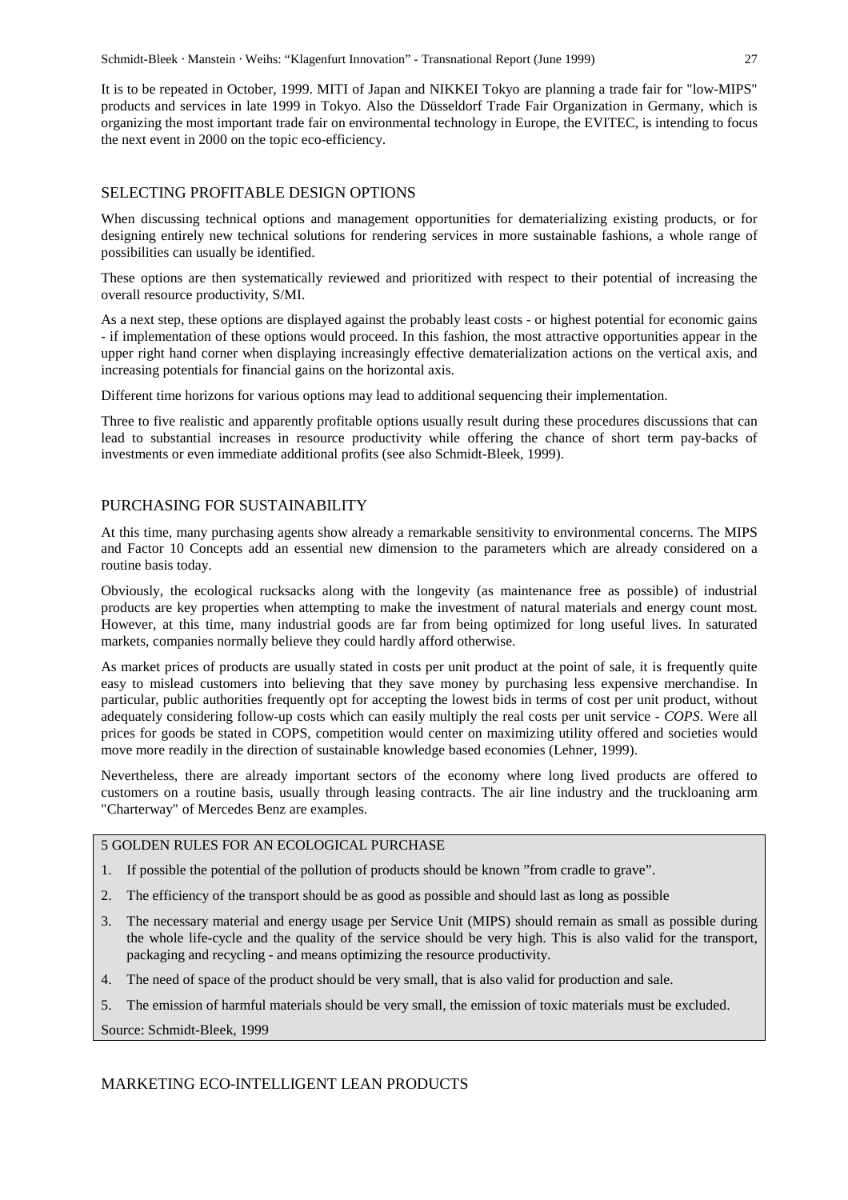It is to be repeated in October, 1999. MITI of Japan and NIKKEI Tokyo are planning a trade fair for "low-MIPS" products and services in late 1999 in Tokyo. Also the Düsseldorf Trade Fair Organization in Germany, which is organizing the most important trade fair on environmental technology in Europe, the EVITEC, is intending to focus the next event in 2000 on the topic eco-efficiency.

## SELECTING PROFITABLE DESIGN OPTIONS

When discussing technical options and management opportunities for dematerializing existing products, or for designing entirely new technical solutions for rendering services in more sustainable fashions, a whole range of possibilities can usually be identified.

These options are then systematically reviewed and prioritized with respect to their potential of increasing the overall resource productivity, S/MI.

As a next step, these options are displayed against the probably least costs - or highest potential for economic gains - if implementation of these options would proceed. In this fashion, the most attractive opportunities appear in the upper right hand corner when displaying increasingly effective dematerialization actions on the vertical axis, and increasing potentials for financial gains on the horizontal axis.

Different time horizons for various options may lead to additional sequencing their implementation.

Three to five realistic and apparently profitable options usually result during these procedures discussions that can lead to substantial increases in resource productivity while offering the chance of short term pay-backs of investments or even immediate additional profits (see also Schmidt-Bleek, 1999).

## PURCHASING FOR SUSTAINABILITY

At this time, many purchasing agents show already a remarkable sensitivity to environmental concerns. The MIPS and Factor 10 Concepts add an essential new dimension to the parameters which are already considered on a routine basis today.

Obviously, the ecological rucksacks along with the longevity (as maintenance free as possible) of industrial products are key properties when attempting to make the investment of natural materials and energy count most. However, at this time, many industrial goods are far from being optimized for long useful lives. In saturated markets, companies normally believe they could hardly afford otherwise.

As market prices of products are usually stated in costs per unit product at the point of sale, it is frequently quite easy to mislead customers into believing that they save money by purchasing less expensive merchandise. In particular, public authorities frequently opt for accepting the lowest bids in terms of cost per unit product, without adequately considering follow-up costs which can easily multiply the real costs per unit service - *COPS*. Were all prices for goods be stated in COPS, competition would center on maximizing utility offered and societies would move more readily in the direction of sustainable knowledge based economies (Lehner, 1999).

Nevertheless, there are already important sectors of the economy where long lived products are offered to customers on a routine basis, usually through leasing contracts. The air line industry and the truckloaning arm "Charterway" of Mercedes Benz are examples.

5 GOLDEN RULES FOR AN ECOLOGICAL PURCHASE

1. If possible the potential of the pollution of products should be known "from cradle to grave".
2. The efficiency of the transport should be as good as possible and should last as long as possible
3. The necessary material and energy usage per Service Unit (MIPS) should remain as small as possible during the whole life-cycle and the quality of the service should be very high. This is also valid for the transport, packaging and recycling - and means optimizing the resource productivity.
4. The need of space of the product should be very small, that is also valid for production and sale.
5. The emission of harmful materials should be very small, the emission of toxic materials must be excluded.

Source: Schmidt-Bleek, 1999

## MARKETING ECO-INTELLIGENT LEAN PRODUCTS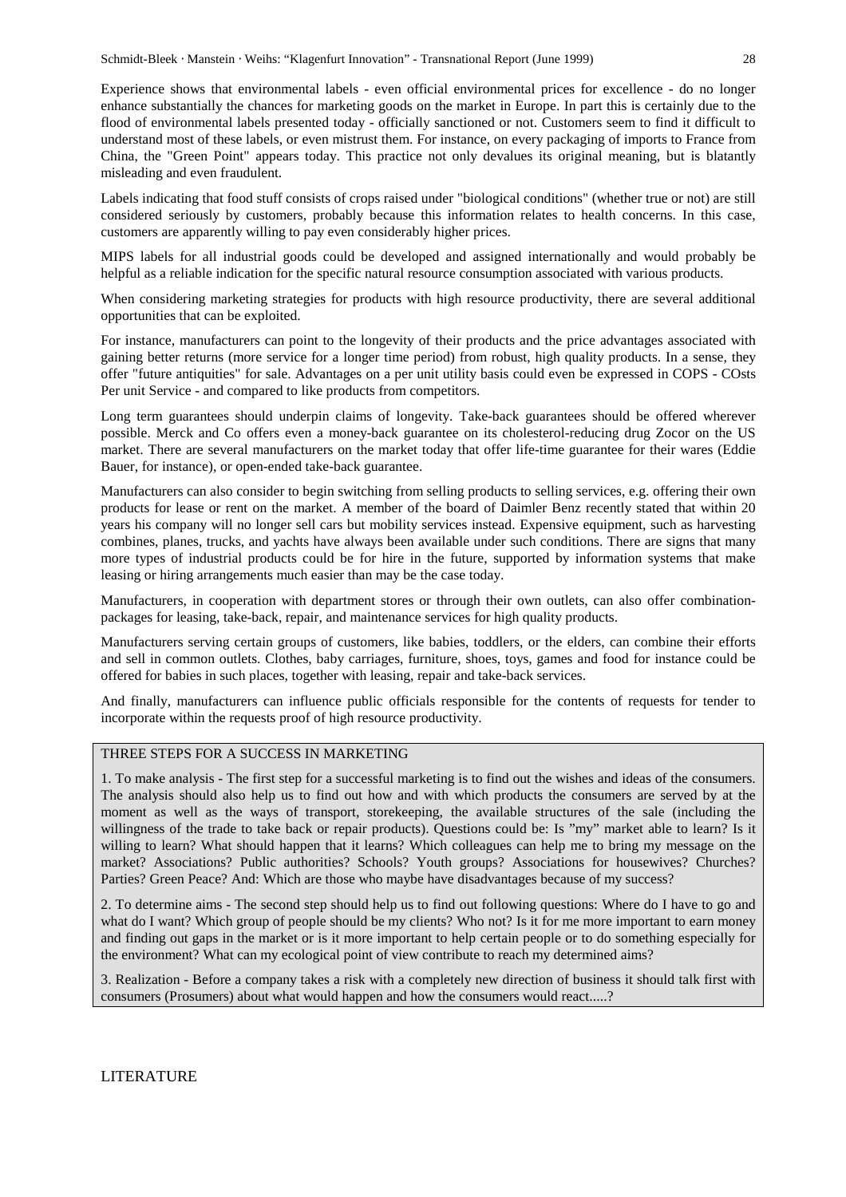Experience shows that environmental labels - even official environmental prices for excellence - do no longer enhance substantially the chances for marketing goods on the market in Europe. In part this is certainly due to the flood of environmental labels presented today - officially sanctioned or not. Customers seem to find it difficult to understand most of these labels, or even mistrust them. For instance, on every packaging of imports to France from China, the "Green Point" appears today. This practice not only devalues its original meaning, but is blatantly misleading and even fraudulent.

Labels indicating that food stuff consists of crops raised under "biological conditions" (whether true or not) are still considered seriously by customers, probably because this information relates to health concerns. In this case, customers are apparently willing to pay even considerably higher prices.

MIPS labels for all industrial goods could be developed and assigned internationally and would probably be helpful as a reliable indication for the specific natural resource consumption associated with various products.

When considering marketing strategies for products with high resource productivity, there are several additional opportunities that can be exploited.

For instance, manufacturers can point to the longevity of their products and the price advantages associated with gaining better returns (more service for a longer time period) from robust, high quality products. In a sense, they offer "future antiquities" for sale. Advantages on a per unit utility basis could even be expressed in COPS - COsts Per unit Service - and compared to like products from competitors.

Long term guarantees should underpin claims of longevity. Take-back guarantees should be offered wherever possible. Merck and Co offers even a money-back guarantee on its cholesterol-reducing drug Zocor on the US market. There are several manufacturers on the market today that offer life-time guarantee for their wares (Eddie Bauer, for instance), or open-ended take-back guarantee.

Manufacturers can also consider to begin switching from selling products to selling services, e.g. offering their own products for lease or rent on the market. A member of the board of Daimler Benz recently stated that within 20 years his company will no longer sell cars but mobility services instead. Expensive equipment, such as harvesting combines, planes, trucks, and yachts have always been available under such conditions. There are signs that many more types of industrial products could be for hire in the future, supported by information systems that make leasing or hiring arrangements much easier than may be the case today.

Manufacturers, in cooperation with department stores or through their own outlets, can also offer combination-packages for leasing, take-back, repair, and maintenance services for high quality products.

Manufacturers serving certain groups of customers, like babies, toddlers, or the elders, can combine their efforts and sell in common outlets. Clothes, baby carriages, furniture, shoes, toys, games and food for instance could be offered for babies in such places, together with leasing, repair and take-back services.

And finally, manufacturers can influence public officials responsible for the contents of requests for tender to incorporate within the requests proof of high resource productivity.

THREE STEPS FOR A SUCCESS IN MARKETING

1. To make analysis - The first step for a successful marketing is to find out the wishes and ideas of the consumers. The analysis should also help us to find out how and with which products the consumers are served by at the moment as well as the ways of transport, storekeeping, the available structures of the sale (including the willingness of the trade to take back or repair products). Questions could be: Is "my" market able to learn? Is it willing to learn? What should happen that it learns? Which colleagues can help me to bring my message on the market? Associations? Public authorities? Schools? Youth groups? Associations for housewives? Churches? Parties? Green Peace? And: Which are those who maybe have disadvantages because of my success?

2. To determine aims - The second step should help us to find out following questions: Where do I have to go and what do I want? Which group of people should be my clients? Who not? Is it for me more important to earn money and finding out gaps in the market or is it more important to help certain people or to do something especially for the environment? What can my ecological point of view contribute to reach my determined aims?

3. Realization - Before a company takes a risk with a completely new direction of business it should talk first with consumers (Prosumers) about what would happen and how the consumers would react.....?

LITERATURE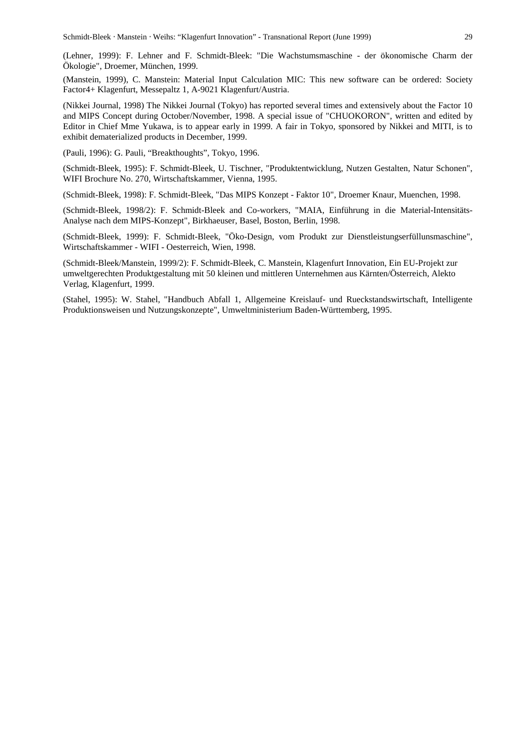(Lehner, 1999): F. Lehner and F. Schmidt-Bleek: "Die Wachstumsmaschine - der ökonomische Charm der Ökologie", Droemer, München, 1999.

(Manstein, 1999), C. Manstein: Material Input Calculation MIC: This new software can be ordered: Society Factor4+ Klagenfurt, Messepaltz 1, A-9021 Klagenfurt/Austria.

(Nikkei Journal, 1998) The Nikkei Journal (Tokyo) has reported several times and extensively about the Factor 10 and MIPS Concept during October/November, 1998. A special issue of "CHUOKORON", written and edited by Editor in Chief Mme Yukawa, is to appear early in 1999. A fair in Tokyo, sponsored by Nikkei and MITI, is to exhibit dematerialized products in December, 1999.

(Pauli, 1996): G. Pauli, "Breakthoughts", Tokyo, 1996.

(Schmidt-Bleek, 1995): F. Schmidt-Bleek, U. Tischner, "Produktentwicklung, Nutzen Gestalten, Natur Schonen", WIFI Brochure No. 270, Wirtschaftskammer, Vienna, 1995.

(Schmidt-Bleek, 1998): F. Schmidt-Bleek, "Das MIPS Konzept - Faktor 10", Droemer Knaur, Muenchen, 1998.

(Schmidt-Bleek, 1998/2): F. Schmidt-Bleek and Co-workers, "MAIA, Einführung in die Material-Intensitäts-Analyse nach dem MIPS-Konzept", Birkhaeuser, Basel, Boston, Berlin, 1998.

(Schmidt-Bleek, 1999): F. Schmidt-Bleek, "Öko-Design, vom Produkt zur Dienstleistungserfüllunsmaschine", Wirtschaftskammer - WIFI - Oesterreich, Wien, 1998.

(Schmidt-Bleek/Manstein, 1999/2): F. Schmidt-Bleek, C. Manstein, Klagenfurt Innovation, Ein EU-Projekt zur umweltgerechten Produktgestaltung mit 50 kleinen und mittleren Unternehmen aus Kärnten/Österreich, Alekto Verlag, Klagenfurt, 1999.

(Stahel, 1995): W. Stahel, "Handbuch Abfall 1, Allgemeine Kreislauf- und Rueckstandswirtschaft, Intelligente Produktionsweisen und Nutzungskonzepte", Umweltministerium Baden-Württemberg, 1995.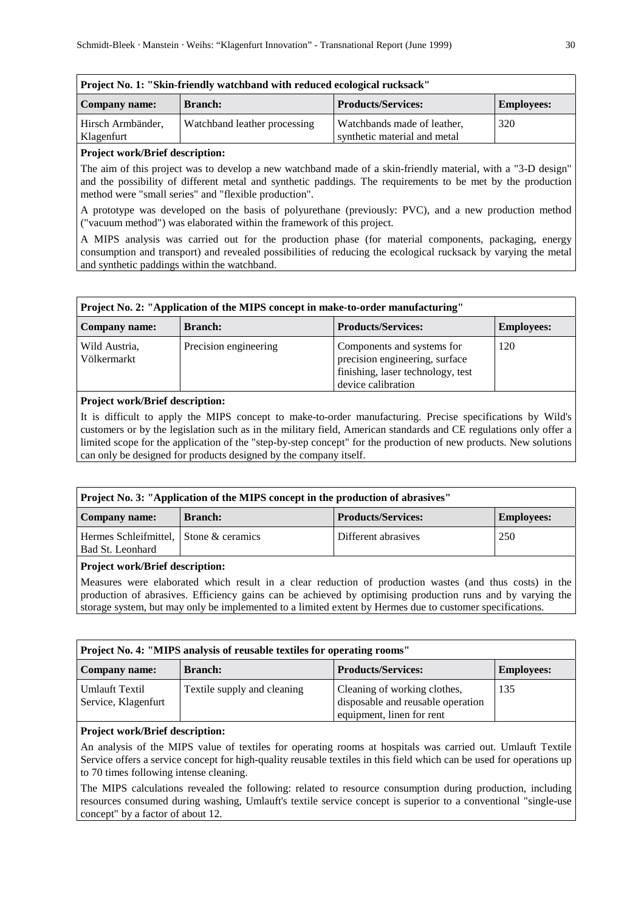| Project No. 1: "Skin-friendly watchband with reduced ecological rucksack" | | | |
|---|---|---|---|
| **Company name:** | **Branch:** | **Products/Services:** | **Employees:** |
| Hirsch Armbänder, Klagenfurt | Watchband leather processing | Watchbands made of leather, synthetic material and metal | 320 |

**Project work/Brief description:**

The aim of this project was to develop a new watchband made of a skin-friendly material, with a "3-D design" and the possibility of different metal and synthetic paddings. The requirements to be met by the production method were "small series" and "flexible production".

A prototype was developed on the basis of polyurethane (previously: PVC), and a new production method ("vacuum method") was elaborated within the framework of this project.

A MIPS analysis was carried out for the production phase (for material components, packaging, energy consumption and transport) and revealed possibilities of reducing the ecological rucksack by varying the metal and synthetic paddings within the watchband.

| Project No. 2: "Application of the MIPS concept in make-to-order manufacturing" | | | |
|---|---|---|---|
| **Company name:** | **Branch:** | **Products/Services:** | **Employees:** |
| Wild Austria, Völkermarkt | Precision engineering | Components and systems for precision engineering, surface finishing, laser technology, test device calibration | 120 |

**Project work/Brief description:**

It is difficult to apply the MIPS concept to make-to-order manufacturing. Precise specifications by Wild's customers or by the legislation such as in the military field, American standards and CE regulations only offer a limited scope for the application of the "step-by-step concept" for the production of new products. New solutions can only be designed for products designed by the company itself.

| Project No. 3: "Application of the MIPS concept in the production of abrasives" | | | |
|---|---|---|---|
| **Company name:** | **Branch:** | **Products/Services:** | **Employees:** |
| Hermes Schleifmittel, Bad St. Leonhard | Stone & ceramics | Different abrasives | 250 |

**Project work/Brief description:**

Measures were elaborated which result in a clear reduction of production wastes (and thus costs) in the production of abrasives. Efficiency gains can be achieved by optimising production runs and by varying the storage system, but may only be implemented to a limited extent by Hermes due to customer specifications.

| Project No. 4: "MIPS analysis of reusable textiles for operating rooms" | | | |
|---|---|---|---|
| **Company name:** | **Branch:** | **Products/Services:** | **Employees:** |
| Umlauft Textil Service, Klagenfurt | Textile supply and cleaning | Cleaning of working clothes, disposable and reusable operation equipment, linen for rent | 135 |

**Project work/Brief description:**

An analysis of the MIPS value of textiles for operating rooms at hospitals was carried out. Umlauft Textile Service offers a service concept for high-quality reusable textiles in this field which can be used for operations up to 70 times following intense cleaning.

The MIPS calculations revealed the following: related to resource consumption during production, including resources consumed during washing, Umlauft's textile service concept is superior to a conventional "single-use concept" by a factor of about 12.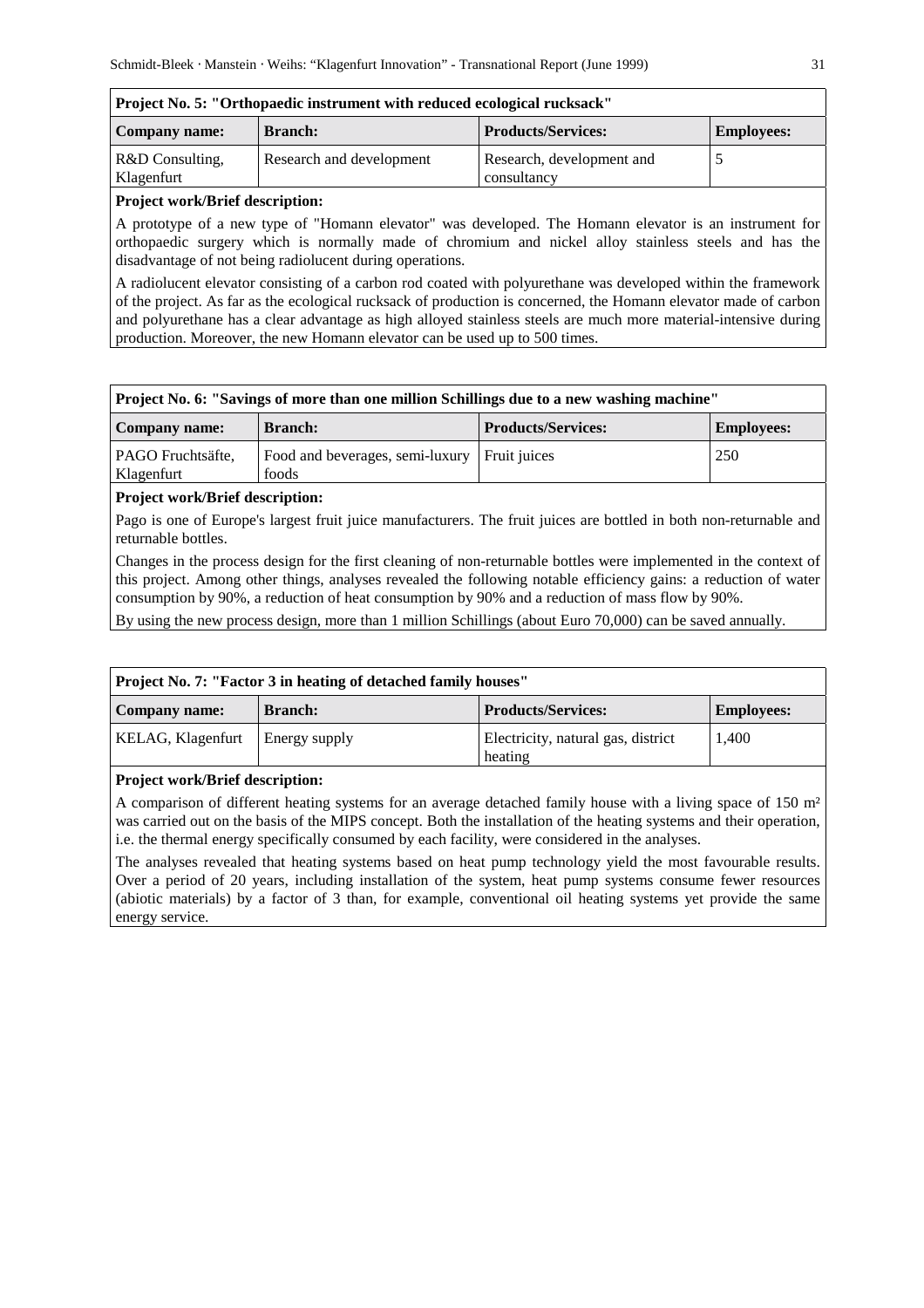| **Project No. 5: "Orthopaedic instrument with reduced ecological rucksack"** | | | |
|---|---|---|---|
| **Company name:** | **Branch:** | **Products/Services:** | **Employees:** |
| R&D Consulting, Klagenfurt | Research and development | Research, development and consultancy | 5 |

**Project work/Brief description:**

A prototype of a new type of "Homann elevator" was developed. The Homann elevator is an instrument for orthopaedic surgery which is normally made of chromium and nickel alloy stainless steels and has the disadvantage of not being radiolucent during operations.

A radiolucent elevator consisting of a carbon rod coated with polyurethane was developed within the framework of the project. As far as the ecological rucksack of production is concerned, the Homann elevator made of carbon and polyurethane has a clear advantage as high alloyed stainless steels are much more material-intensive during production. Moreover, the new Homann elevator can be used up to 500 times.

| **Project No. 6: "Savings of more than one million Schillings due to a new washing machine"** | | | |
|---|---|---|---|
| **Company name:** | **Branch:** | **Products/Services:** | **Employees:** |
| PAGO Fruchtsäfte, Klagenfurt | Food and beverages, semi-luxury foods | Fruit juices | 250 |

**Project work/Brief description:**

Pago is one of Europe's largest fruit juice manufacturers. The fruit juices are bottled in both non-returnable and returnable bottles.

Changes in the process design for the first cleaning of non-returnable bottles were implemented in the context of this project. Among other things, analyses revealed the following notable efficiency gains: a reduction of water consumption by 90%, a reduction of heat consumption by 90% and a reduction of mass flow by 90%.

By using the new process design, more than 1 million Schillings (about Euro 70,000) can be saved annually.

| **Project No. 7: "Factor 3 in heating of detached family houses"** | | | |
|---|---|---|---|
| **Company name:** | **Branch:** | **Products/Services:** | **Employees:** |
| KELAG, Klagenfurt | Energy supply | Electricity, natural gas, district heating | 1,400 |

**Project work/Brief description:**

A comparison of different heating systems for an average detached family house with a living space of 150 m² was carried out on the basis of the MIPS concept. Both the installation of the heating systems and their operation, i.e. the thermal energy specifically consumed by each facility, were considered in the analyses.

The analyses revealed that heating systems based on heat pump technology yield the most favourable results. Over a period of 20 years, including installation of the system, heat pump systems consume fewer resources (abiotic materials) by a factor of 3 than, for example, conventional oil heating systems yet provide the same energy service.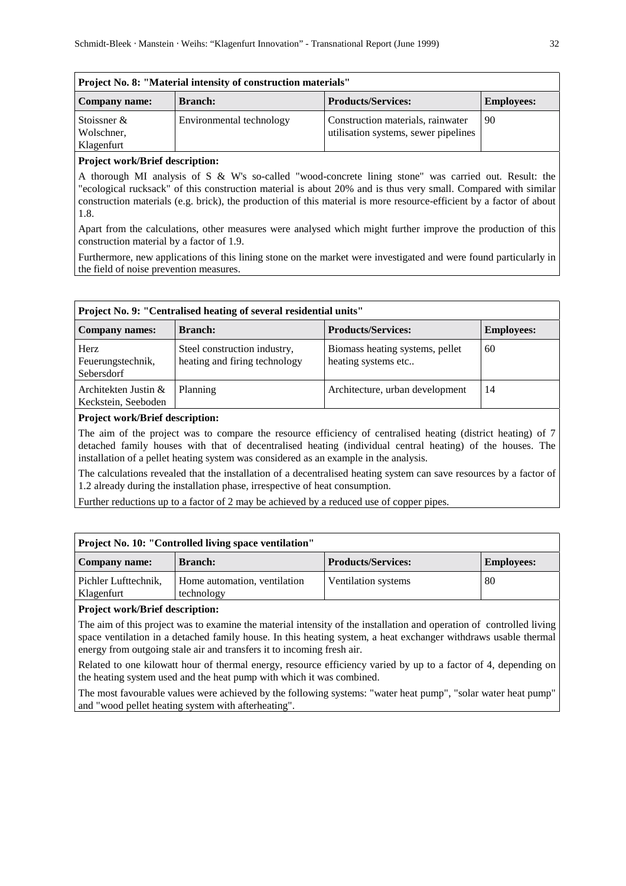| Project No. 8: "Material intensity of construction materials" | | | |
|---|---|---|---|
| **Company name:** | **Branch:** | **Products/Services:** | **Employees:** |
| Stoissner & Wolschner, Klagenfurt | Environmental technology | Construction materials, rainwater utilisation systems, sewer pipelines | 90 |

**Project work/Brief description:**

A thorough MI analysis of S & W's so-called "wood-concrete lining stone" was carried out. Result: the "ecological rucksack" of this construction material is about 20% and is thus very small. Compared with similar construction materials (e.g. brick), the production of this material is more resource-efficient by a factor of about 1.8.

Apart from the calculations, other measures were analysed which might further improve the production of this construction material by a factor of 1.9.

Furthermore, new applications of this lining stone on the market were investigated and were found particularly in the field of noise prevention measures.

| Project No. 9: "Centralised heating of several residential units" | | | |
|---|---|---|---|
| **Company names:** | **Branch:** | **Products/Services:** | **Employees:** |
| Herz Feuerungstechnik, Sebersdorf | Steel construction industry, heating and firing technology | Biomass heating systems, pellet heating systems etc.. | 60 |
| Architekten Justin & Keckstein, Seeboden | Planning | Architecture, urban development | 14 |

**Project work/Brief description:**

The aim of the project was to compare the resource efficiency of centralised heating (district heating) of 7 detached family houses with that of decentralised heating (individual central heating) of the houses. The installation of a pellet heating system was considered as an example in the analysis.

The calculations revealed that the installation of a decentralised heating system can save resources by a factor of 1.2 already during the installation phase, irrespective of heat consumption.

Further reductions up to a factor of 2 may be achieved by a reduced use of copper pipes.

| Project No. 10: "Controlled living space ventilation" | | | |
|---|---|---|---|
| **Company name:** | **Branch:** | **Products/Services:** | **Employees:** |
| Pichler Lufttechnik, Klagenfurt | Home automation, ventilation technology | Ventilation systems | 80 |

**Project work/Brief description:**

The aim of this project was to examine the material intensity of the installation and operation of controlled living space ventilation in a detached family house. In this heating system, a heat exchanger withdraws usable thermal energy from outgoing stale air and transfers it to incoming fresh air.

Related to one kilowatt hour of thermal energy, resource efficiency varied by up to a factor of 4, depending on the heating system used and the heat pump with which it was combined.

The most favourable values were achieved by the following systems: "water heat pump", "solar water heat pump" and "wood pellet heating system with afterheating".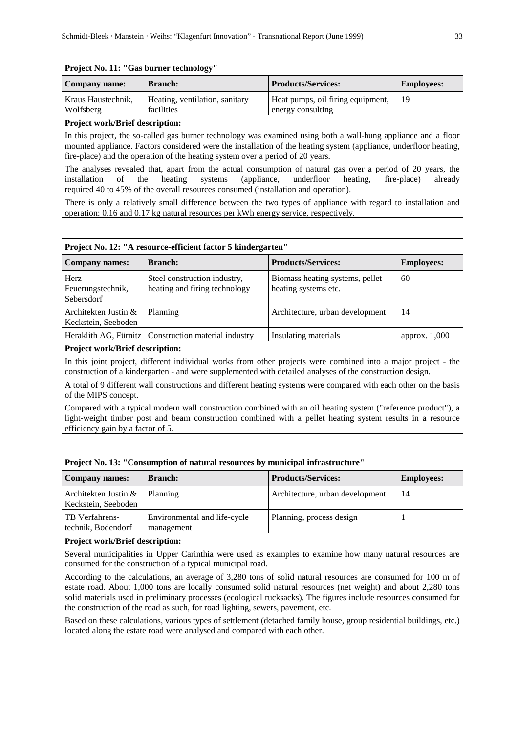**Project No. 11: "Gas burner technology"**

| Company name: | Branch: | Products/Services: | Employees: |
|---|---|---|---|
| Kraus Haustechnik, Wolfsberg | Heating, ventilation, sanitary facilities | Heat pumps, oil firing equipment, energy consulting | 19 |

**Project work/Brief description:**

In this project, the so-called gas burner technology was examined using both a wall-hung appliance and a floor mounted appliance. Factors considered were the installation of the heating system (appliance, underfloor heating, fire-place) and the operation of the heating system over a period of 20 years.

The analyses revealed that, apart from the actual consumption of natural gas over a period of 20 years, the installation of the heating systems (appliance, underfloor heating, fire-place) already required 40 to 45% of the overall resources consumed (installation and operation).

There is only a relatively small difference between the two types of appliance with regard to installation and operation: 0.16 and 0.17 kg natural resources per kWh energy service, respectively.

**Project No. 12: "A resource-efficient factor 5 kindergarten"**

| Company names: | Branch: | Products/Services: | Employees: |
|---|---|---|---|
| Herz Feuerungstechnik, Sebersdorf | Steel construction industry, heating and firing technology | Biomass heating systems, pellet heating systems etc. | 60 |
| Architekten Justin & Keckstein, Seeboden | Planning | Architecture, urban development | 14 |
| Heraklith AG, Fürnitz | Construction material industry | Insulating materials | approx. 1,000 |

**Project work/Brief description:**

In this joint project, different individual works from other projects were combined into a major project - the construction of a kindergarten - and were supplemented with detailed analyses of the construction design.

A total of 9 different wall constructions and different heating systems were compared with each other on the basis of the MIPS concept.

Compared with a typical modern wall construction combined with an oil heating system ("reference product"), a light-weight timber post and beam construction combined with a pellet heating system results in a resource efficiency gain by a factor of 5.

**Project No. 13: "Consumption of natural resources by municipal infrastructure"**

| Company names: | Branch: | Products/Services: | Employees: |
|---|---|---|---|
| Architekten Justin & Keckstein, Seeboden | Planning | Architecture, urban development | 14 |
| TB Verfahrens-technik, Bodendorf | Environmental and life-cycle management | Planning, process design | 1 |

**Project work/Brief description:**

Several municipalities in Upper Carinthia were used as examples to examine how many natural resources are consumed for the construction of a typical municipal road.

According to the calculations, an average of 3,280 tons of solid natural resources are consumed for 100 m of estate road. About 1,000 tons are locally consumed solid natural resources (net weight) and about 2,280 tons solid materials used in preliminary processes (ecological rucksacks). The figures include resources consumed for the construction of the road as such, for road lighting, sewers, pavement, etc.

Based on these calculations, various types of settlement (detached family house, group residential buildings, etc.) located along the estate road were analysed and compared with each other.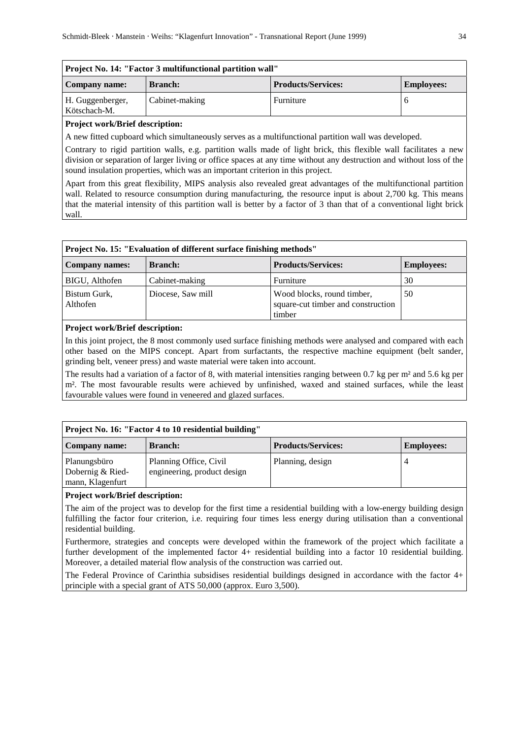**Project No. 14: "Factor 3 multifunctional partition wall"**

| Company name: | Branch: | Products/Services: | Employees: |
|---|---|---|---|
| H. Guggenberger, Kötschach-M. | Cabinet-making | Furniture | 6 |

**Project work/Brief description:**

A new fitted cupboard which simultaneously serves as a multifunctional partition wall was developed.

Contrary to rigid partition walls, e.g. partition walls made of light brick, this flexible wall facilitates a new division or separation of larger living or office spaces at any time without any destruction and without loss of the sound insulation properties, which was an important criterion in this project.

Apart from this great flexibility, MIPS analysis also revealed great advantages of the multifunctional partition wall. Related to resource consumption during manufacturing, the resource input is about 2,700 kg. This means that the material intensity of this partition wall is better by a factor of 3 than that of a conventional light brick wall.

**Project No. 15: "Evaluation of different surface finishing methods"**

| Company names: | Branch: | Products/Services: | Employees: |
|---|---|---|---|
| BIGU, Althofen | Cabinet-making | Furniture | 30 |
| Bistum Gurk, Althofen | Diocese, Saw mill | Wood blocks, round timber, square-cut timber and construction timber | 50 |

**Project work/Brief description:**

In this joint project, the 8 most commonly used surface finishing methods were analysed and compared with each other based on the MIPS concept. Apart from surfactants, the respective machine equipment (belt sander, grinding belt, veneer press) and waste material were taken into account.

The results had a variation of a factor of 8, with material intensities ranging between 0.7 kg per m² and 5.6 kg per m². The most favourable results were achieved by unfinished, waxed and stained surfaces, while the least favourable values were found in veneered and glazed surfaces.

**Project No. 16: "Factor 4 to 10 residential building"**

| Company name: | Branch: | Products/Services: | Employees: |
|---|---|---|---|
| Planungsbüro Dobernig & Ried-mann, Klagenfurt | Planning Office, Civil engineering, product design | Planning, design | 4 |

**Project work/Brief description:**

The aim of the project was to develop for the first time a residential building with a low-energy building design fulfilling the factor four criterion, i.e. requiring four times less energy during utilisation than a conventional residential building.

Furthermore, strategies and concepts were developed within the framework of the project which facilitate a further development of the implemented factor 4+ residential building into a factor 10 residential building. Moreover, a detailed material flow analysis of the construction was carried out.

The Federal Province of Carinthia subsidises residential buildings designed in accordance with the factor 4+ principle with a special grant of ATS 50,000 (approx. Euro 3,500).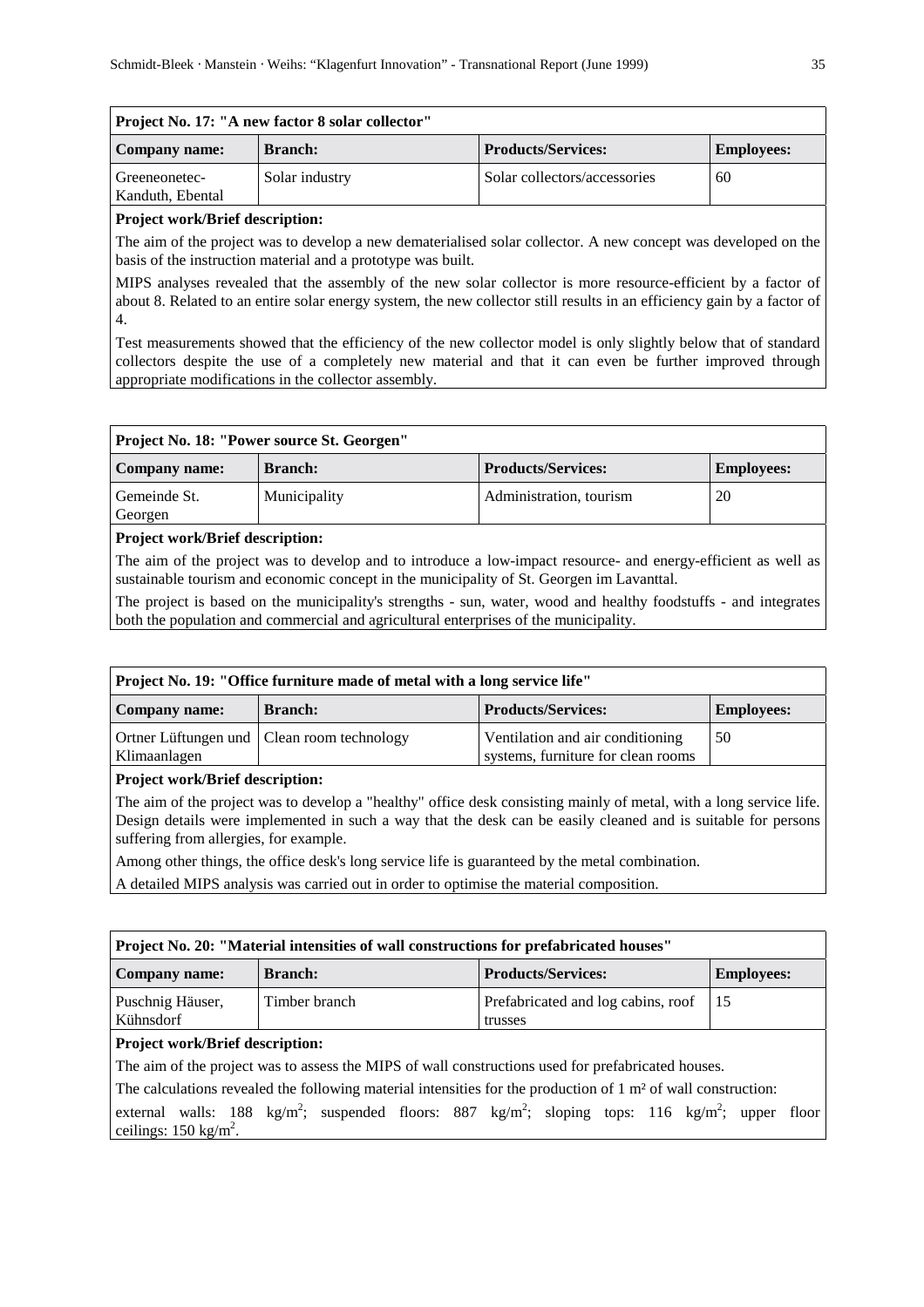| Project No. 17: "A new factor 8 solar collector" | | | |
|---|---|---|---|
| **Company name:** | **Branch:** | **Products/Services:** | **Employees:** |
| Greeneonetec-Kanduth, Ebental | Solar industry | Solar collectors/accessories | 60 |

**Project work/Brief description:**

The aim of the project was to develop a new dematerialised solar collector. A new concept was developed on the basis of the instruction material and a prototype was built.

MIPS analyses revealed that the assembly of the new solar collector is more resource-efficient by a factor of about 8. Related to an entire solar energy system, the new collector still results in an efficiency gain by a factor of 4.

Test measurements showed that the efficiency of the new collector model is only slightly below that of standard collectors despite the use of a completely new material and that it can even be further improved through appropriate modifications in the collector assembly.

| Project No. 18: "Power source St. Georgen" | | | |
|---|---|---|---|
| **Company name:** | **Branch:** | **Products/Services:** | **Employees:** |
| Gemeinde St. Georgen | Municipality | Administration, tourism | 20 |

**Project work/Brief description:**

The aim of the project was to develop and to introduce a low-impact resource- and energy-efficient as well as sustainable tourism and economic concept in the municipality of St. Georgen im Lavanttal.

The project is based on the municipality's strengths - sun, water, wood and healthy foodstuffs - and integrates both the population and commercial and agricultural enterprises of the municipality.

| Project No. 19: "Office furniture made of metal with a long service life" | | | |
|---|---|---|---|
| **Company name:** | **Branch:** | **Products/Services:** | **Employees:** |
| Ortner Lüftungen und Klimaanlagen | Clean room technology | Ventilation and air conditioning systems, furniture for clean rooms | 50 |

**Project work/Brief description:**

The aim of the project was to develop a "healthy" office desk consisting mainly of metal, with a long service life. Design details were implemented in such a way that the desk can be easily cleaned and is suitable for persons suffering from allergies, for example.

Among other things, the office desk's long service life is guaranteed by the metal combination.

A detailed MIPS analysis was carried out in order to optimise the material composition.

| Project No. 20: "Material intensities of wall constructions for prefabricated houses" | | | |
|---|---|---|---|
| **Company name:** | **Branch:** | **Products/Services:** | **Employees:** |
| Puschnig Häuser, Kühnsdorf | Timber branch | Prefabricated and log cabins, roof trusses | 15 |

**Project work/Brief description:**

The aim of the project was to assess the MIPS of wall constructions used for prefabricated houses.

The calculations revealed the following material intensities for the production of 1 m² of wall construction:

external walls: 188 kg/m$^2$; suspended floors: 887 kg/m$^2$; sloping tops: 116 kg/m$^2$; upper floor ceilings: 150 kg/m$^2$.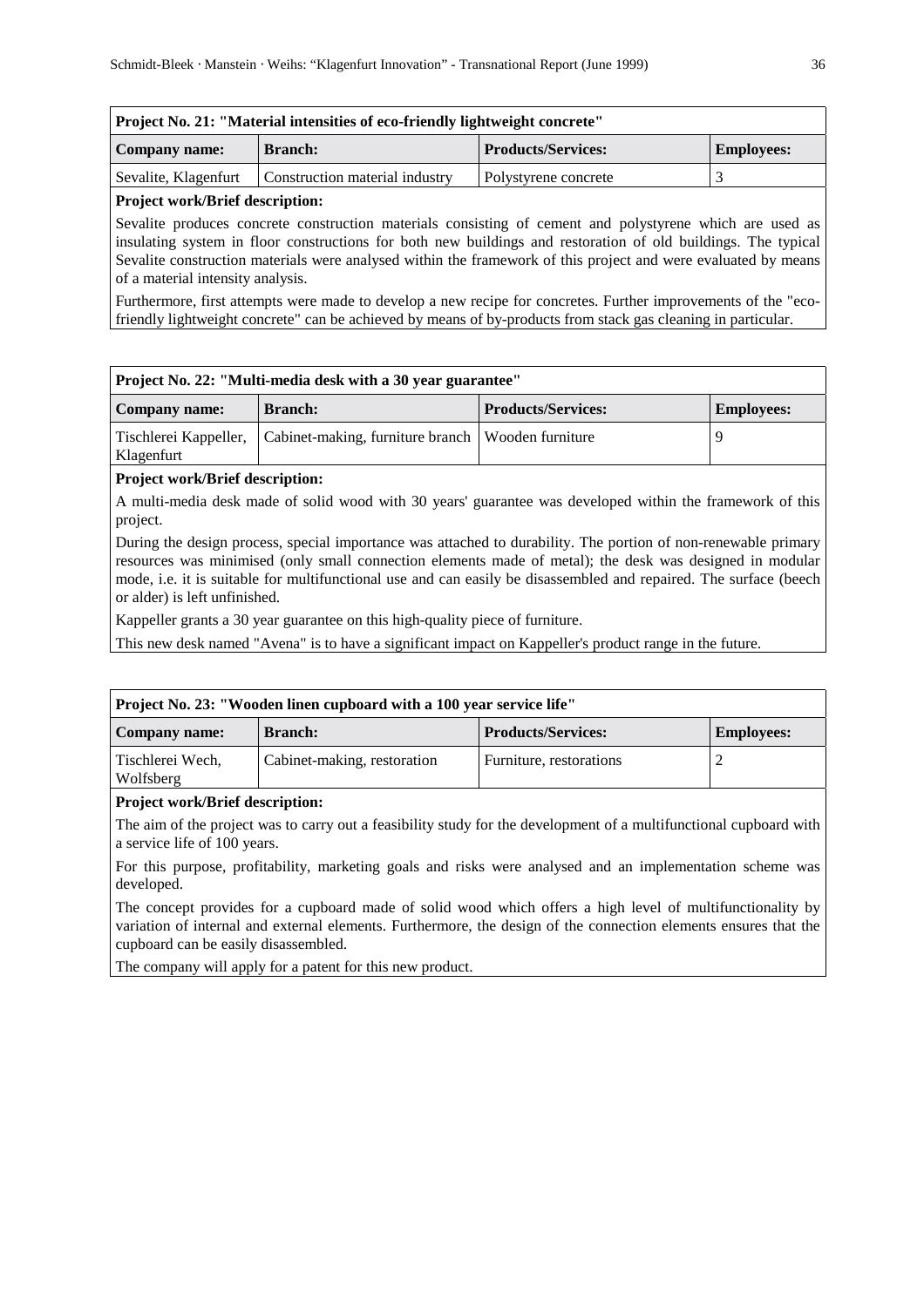| Project No. 21: "Material intensities of eco-friendly lightweight concrete" | | | |
|---|---|---|---|
| **Company name:** | **Branch:** | **Products/Services:** | **Employees:** |
| Sevalite, Klagenfurt | Construction material industry | Polystyrene concrete | 3 |

**Project work/Brief description:**

Sevalite produces concrete construction materials consisting of cement and polystyrene which are used as insulating system in floor constructions for both new buildings and restoration of old buildings. The typical Sevalite construction materials were analysed within the framework of this project and were evaluated by means of a material intensity analysis.

Furthermore, first attempts were made to develop a new recipe for concretes. Further improvements of the "eco-friendly lightweight concrete" can be achieved by means of by-products from stack gas cleaning in particular.

| Project No. 22: "Multi-media desk with a 30 year guarantee" | | | |
|---|---|---|---|
| **Company name:** | **Branch:** | **Products/Services:** | **Employees:** |
| Tischlerei Kappeller, Klagenfurt | Cabinet-making, furniture branch | Wooden furniture | 9 |

**Project work/Brief description:**

A multi-media desk made of solid wood with 30 years' guarantee was developed within the framework of this project.

During the design process, special importance was attached to durability. The portion of non-renewable primary resources was minimised (only small connection elements made of metal); the desk was designed in modular mode, i.e. it is suitable for multifunctional use and can easily be disassembled and repaired. The surface (beech or alder) is left unfinished.

Kappeller grants a 30 year guarantee on this high-quality piece of furniture.

This new desk named "Avena" is to have a significant impact on Kappeller's product range in the future.

| Project No. 23: "Wooden linen cupboard with a 100 year service life" | | | |
|---|---|---|---|
| **Company name:** | **Branch:** | **Products/Services:** | **Employees:** |
| Tischlerei Wech, Wolfsberg | Cabinet-making, restoration | Furniture, restorations | 2 |

**Project work/Brief description:**

The aim of the project was to carry out a feasibility study for the development of a multifunctional cupboard with a service life of 100 years.

For this purpose, profitability, marketing goals and risks were analysed and an implementation scheme was developed.

The concept provides for a cupboard made of solid wood which offers a high level of multifunctionality by variation of internal and external elements. Furthermore, the design of the connection elements ensures that the cupboard can be easily disassembled.

The company will apply for a patent for this new product.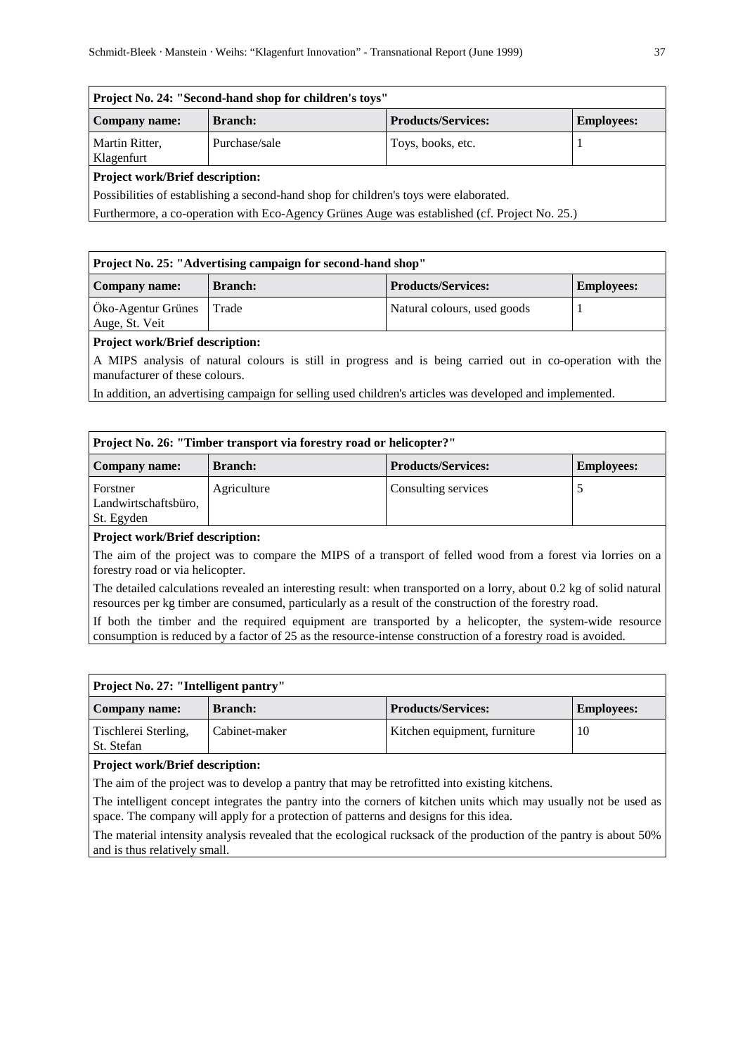| Project No. 24: "Second-hand shop for children's toys" | | | |
|---|---|---|---|
| **Company name:** | **Branch:** | **Products/Services:** | **Employees:** |
| Martin Ritter, Klagenfurt | Purchase/sale | Toys, books, etc. | 1 |

**Project work/Brief description:**

Possibilities of establishing a second-hand shop for children's toys were elaborated.

Furthermore, a co-operation with Eco-Agency Grünes Auge was established (cf. Project No. 25.)

| Project No. 25: "Advertising campaign for second-hand shop" | | | |
|---|---|---|---|
| **Company name:** | **Branch:** | **Products/Services:** | **Employees:** |
| Öko-Agentur Grünes Auge, St. Veit | Trade | Natural colours, used goods | 1 |

**Project work/Brief description:**

A MIPS analysis of natural colours is still in progress and is being carried out in co-operation with the manufacturer of these colours.

In addition, an advertising campaign for selling used children's articles was developed and implemented.

| Project No. 26: "Timber transport via forestry road or helicopter?" | | | |
|---|---|---|---|
| **Company name:** | **Branch:** | **Products/Services:** | **Employees:** |
| Forstner Landwirtschaftsbüro, St. Egyden | Agriculture | Consulting services | 5 |

**Project work/Brief description:**

The aim of the project was to compare the MIPS of a transport of felled wood from a forest via lorries on a forestry road or via helicopter.

The detailed calculations revealed an interesting result: when transported on a lorry, about 0.2 kg of solid natural resources per kg timber are consumed, particularly as a result of the construction of the forestry road.

If both the timber and the required equipment are transported by a helicopter, the system-wide resource consumption is reduced by a factor of 25 as the resource-intense construction of a forestry road is avoided.

| Project No. 27: "Intelligent pantry" | | | |
|---|---|---|---|
| **Company name:** | **Branch:** | **Products/Services:** | **Employees:** |
| Tischlerei Sterling, St. Stefan | Cabinet-maker | Kitchen equipment, furniture | 10 |

**Project work/Brief description:**

The aim of the project was to develop a pantry that may be retrofitted into existing kitchens.

The intelligent concept integrates the pantry into the corners of kitchen units which may usually not be used as space. The company will apply for a protection of patterns and designs for this idea.

The material intensity analysis revealed that the ecological rucksack of the production of the pantry is about 50% and is thus relatively small.